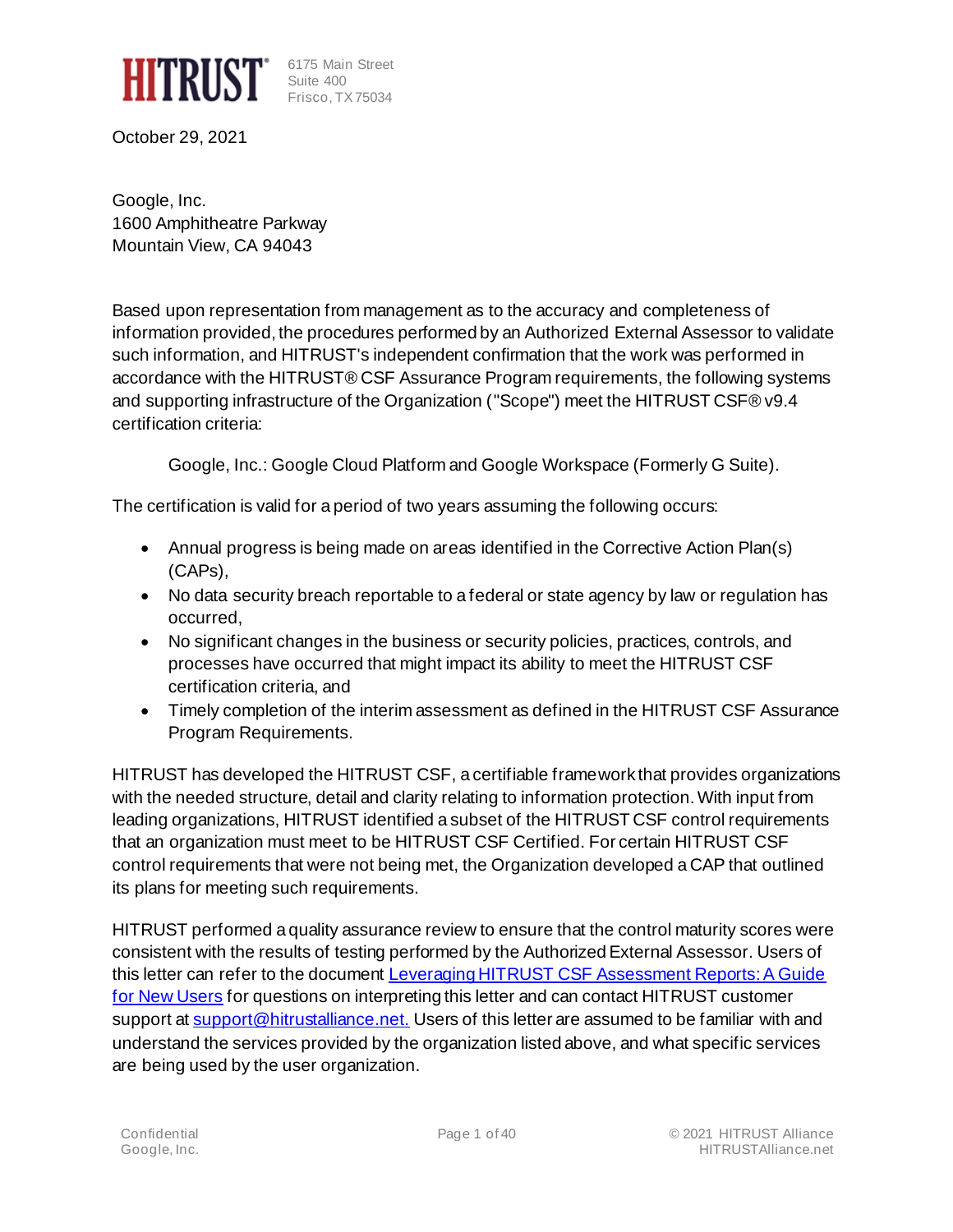HITRUST

6175 Main Street
Suite 400
Frisco, TX 75034

October 29, 2021

Google, Inc.
1600 Amphitheatre Parkway
Mountain View, CA 94043

Based upon representation from management as to the accuracy and completeness of information provided, the procedures performed by an Authorized External Assessor to validate such information, and HITRUST's independent confirmation that the work was performed in accordance with the HITRUST® CSF Assurance Program requirements, the following systems and supporting infrastructure of the Organization ("Scope") meet the HITRUST CSF® v9.4 certification criteria:

> Google, Inc.: Google Cloud Platform and Google Workspace (Formerly G Suite).

The certification is valid for a period of two years assuming the following occurs:

- Annual progress is being made on areas identified in the Corrective Action Plan(s) (CAPs),
- No data security breach reportable to a federal or state agency by law or regulation has occurred,
- No significant changes in the business or security policies, practices, controls, and processes have occurred that might impact its ability to meet the HITRUST CSF certification criteria, and
- Timely completion of the interim assessment as defined in the HITRUST CSF Assurance Program Requirements.

HITRUST has developed the HITRUST CSF, a certifiable framework that provides organizations with the needed structure, detail and clarity relating to information protection. With input from leading organizations, HITRUST identified a subset of the HITRUST CSF control requirements that an organization must meet to be HITRUST CSF Certified. For certain HITRUST CSF control requirements that were not being met, the Organization developed a CAP that outlined its plans for meeting such requirements.

HITRUST performed a quality assurance review to ensure that the control maturity scores were consistent with the results of testing performed by the Authorized External Assessor. Users of this letter can refer to the document [Leveraging HITRUST CSF Assessment Reports: A Guide for New Users]() for questions on interpreting this letter and can contact HITRUST customer support at [support@hitrustalliance.net.]() Users of this letter are assumed to be familiar with and understand the services provided by the organization listed above, and what specific services are being used by the user organization.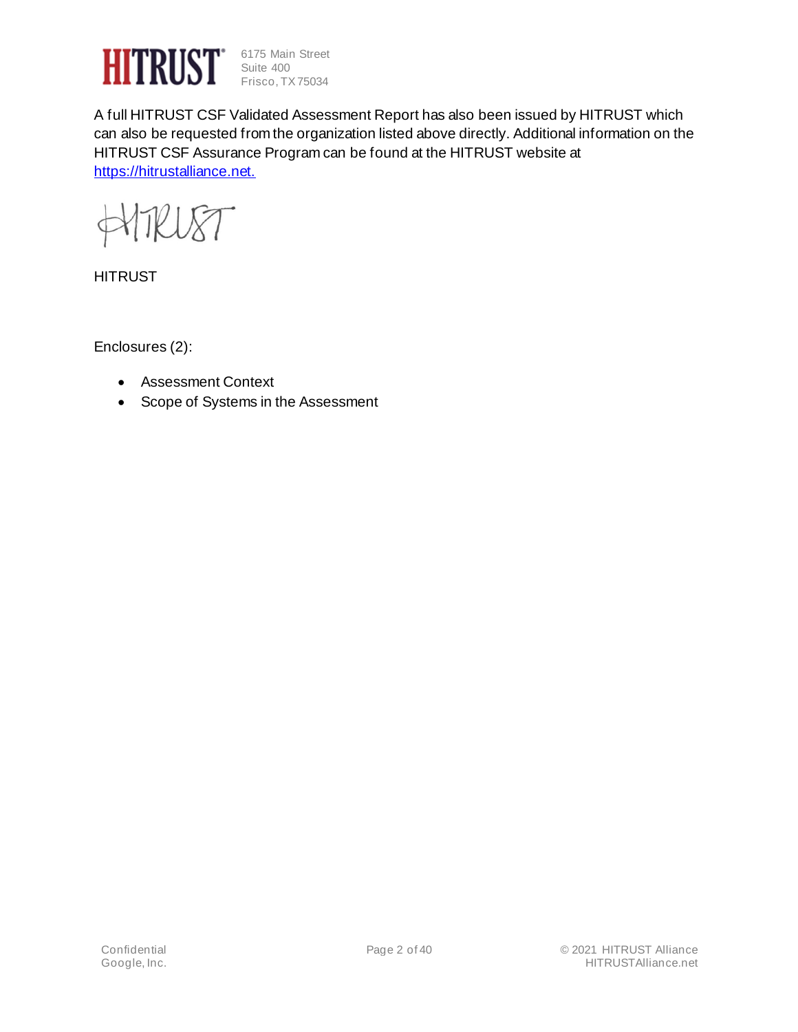HITRUST

6175 Main Street
Suite 400
Frisco, TX 75034

A full HITRUST CSF Validated Assessment Report has also been issued by HITRUST which can also be requested from the organization listed above directly. Additional information on the HITRUST CSF Assurance Program can be found at the HITRUST website at https://hitrustalliance.net.

HITRUST

Enclosures (2):

- Assessment Context
- Scope of Systems in the Assessment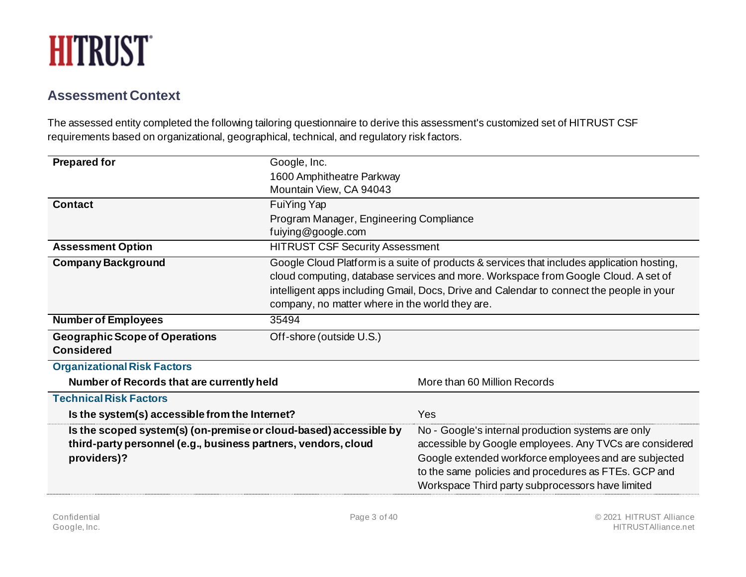## Assessment Context

The assessed entity completed the following tailoring questionnaire to derive this assessment's customized set of HITRUST CSF requirements based on organizational, geographical, technical, and regulatory risk factors.

| | |
|---|---|
| **Prepared for** | Google, Inc.<br>1600 Amphitheatre Parkway<br>Mountain View, CA 94043 |
| **Contact** | FuiYing Yap<br>Program Manager, Engineering Compliance<br>fuiying@google.com |
| **Assessment Option** | HITRUST CSF Security Assessment |
| **Company Background** | Google Cloud Platform is a suite of products & services that includes application hosting, cloud computing, database services and more. Workspace from Google Cloud. A set of intelligent apps including Gmail, Docs, Drive and Calendar to connect the people in your company, no matter where in the world they are. |
| **Number of Employees** | 35494 |
| **Geographic Scope of Operations Considered** | Off-shore (outside U.S.) |

**Organizational Risk Factors**

| | |
|---|---|
| **Number of Records that are currently held** | More than 60 Million Records |

**Technical Risk Factors**

| | |
|---|---|
| **Is the system(s) accessible from the Internet?** | Yes |
| **Is the scoped system(s) (on-premise or cloud-based) accessible by third-party personnel (e.g., business partners, vendors, cloud providers)?** | No - Google's internal production systems are only accessible by Google employees. Any TVCs are considered Google extended workforce employees and are subjected to the same policies and procedures as FTEs. GCP and Workspace Third party subprocessors have limited |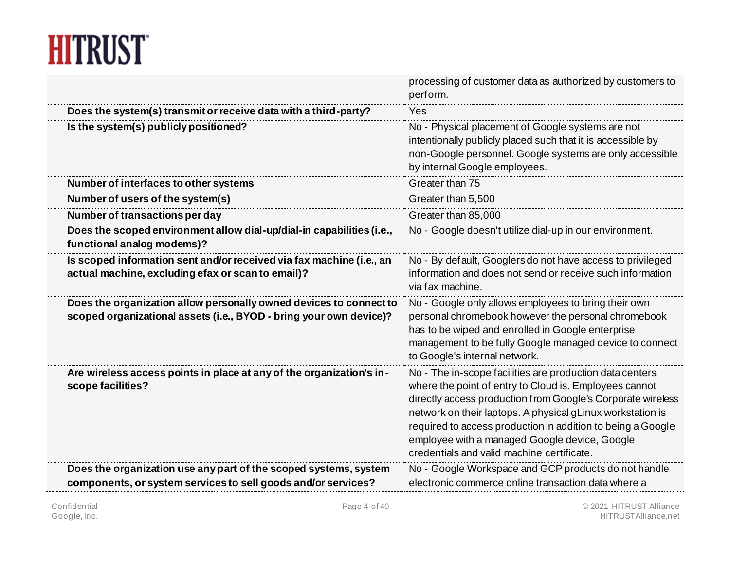| | |
|---|---|
| | processing of customer data as authorized by customers to perform. |
| **Does the system(s) transmit or receive data with a third-party?** | Yes |
| **Is the system(s) publicly positioned?** | No - Physical placement of Google systems are not intentionally publicly placed such that it is accessible by non-Google personnel. Google systems are only accessible by internal Google employees. |
| **Number of interfaces to other systems** | Greater than 75 |
| **Number of users of the system(s)** | Greater than 5,500 |
| **Number of transactions per day** | Greater than 85,000 |
| **Does the scoped environment allow dial-up/dial-in capabilities (i.e., functional analog modems)?** | No - Google doesn't utilize dial-up in our environment. |
| **Is scoped information sent and/or received via fax machine (i.e., an actual machine, excluding efax or scan to email)?** | No - By default, Googlers do not have access to privileged information and does not send or receive such information via fax machine. |
| **Does the organization allow personally owned devices to connect to scoped organizational assets (i.e., BYOD - bring your own device)?** | No - Google only allows employees to bring their own personal chromebook however the personal chromebook has to be wiped and enrolled in Google enterprise management to be fully Google managed device to connect to Google's internal network. |
| **Are wireless access points in place at any of the organization's in-scope facilities?** | No - The in-scope facilities are production data centers where the point of entry to Cloud is. Employees cannot directly access production from Google's Corporate wireless network on their laptops. A physical gLinux workstation is required to access production in addition to being a Google employee with a managed Google device, Google credentials and valid machine certificate. |
| **Does the organization use any part of the scoped systems, system components, or system services to sell goods and/or services?** | No - Google Workspace and GCP products do not handle electronic commerce online transaction data where a |

Confidential
Google, Inc.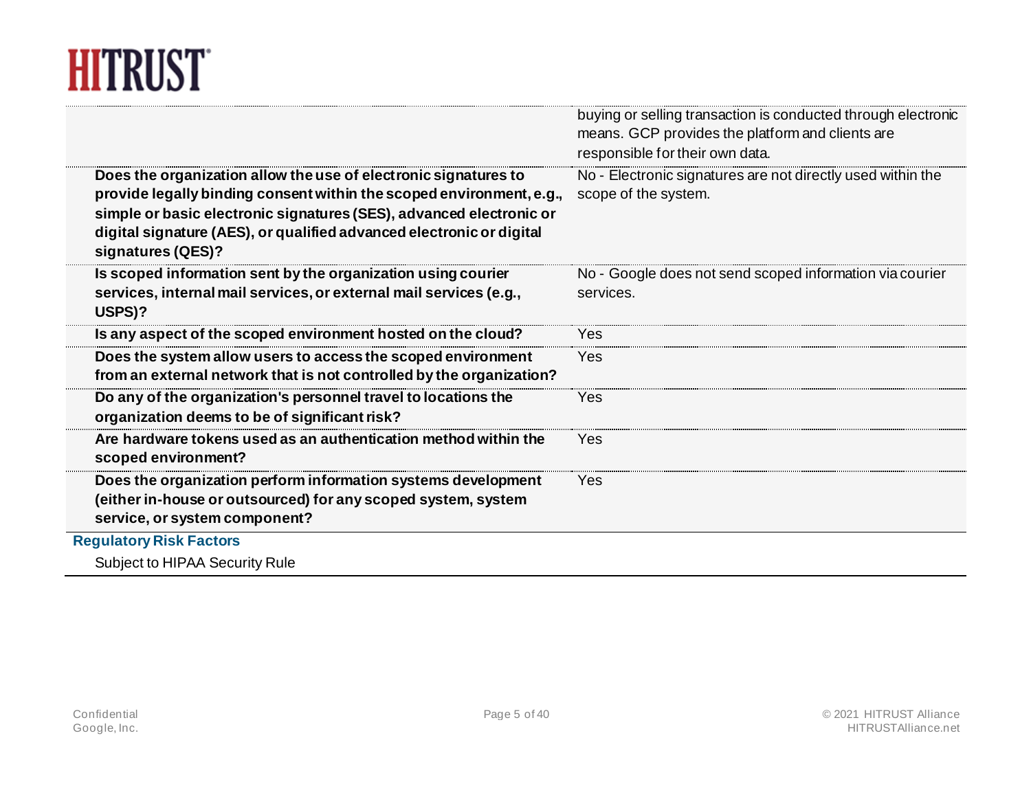| | |
|---|---|
| | buying or selling transaction is conducted through electronic means. GCP provides the platform and clients are responsible for their own data. |
| **Does the organization allow the use of electronic signatures to provide legally binding consent within the scoped environment, e.g., simple or basic electronic signatures (SES), advanced electronic or digital signature (AES), or qualified advanced electronic or digital signatures (QES)?** | No - Electronic signatures are not directly used within the scope of the system. |
| **Is scoped information sent by the organization using courier services, internal mail services, or external mail services (e.g., USPS)?** | No - Google does not send scoped information via courier services. |
| **Is any aspect of the scoped environment hosted on the cloud?** | Yes |
| **Does the system allow users to access the scoped environment from an external network that is not controlled by the organization?** | Yes |
| **Do any of the organization's personnel travel to locations the organization deems to be of significant risk?** | Yes |
| **Are hardware tokens used as an authentication method within the scoped environment?** | Yes |
| **Does the organization perform information systems development (either in-house or outsourced) for any scoped system, system service, or system component?** | Yes |

**Regulatory Risk Factors**

Subject to HIPAA Security Rule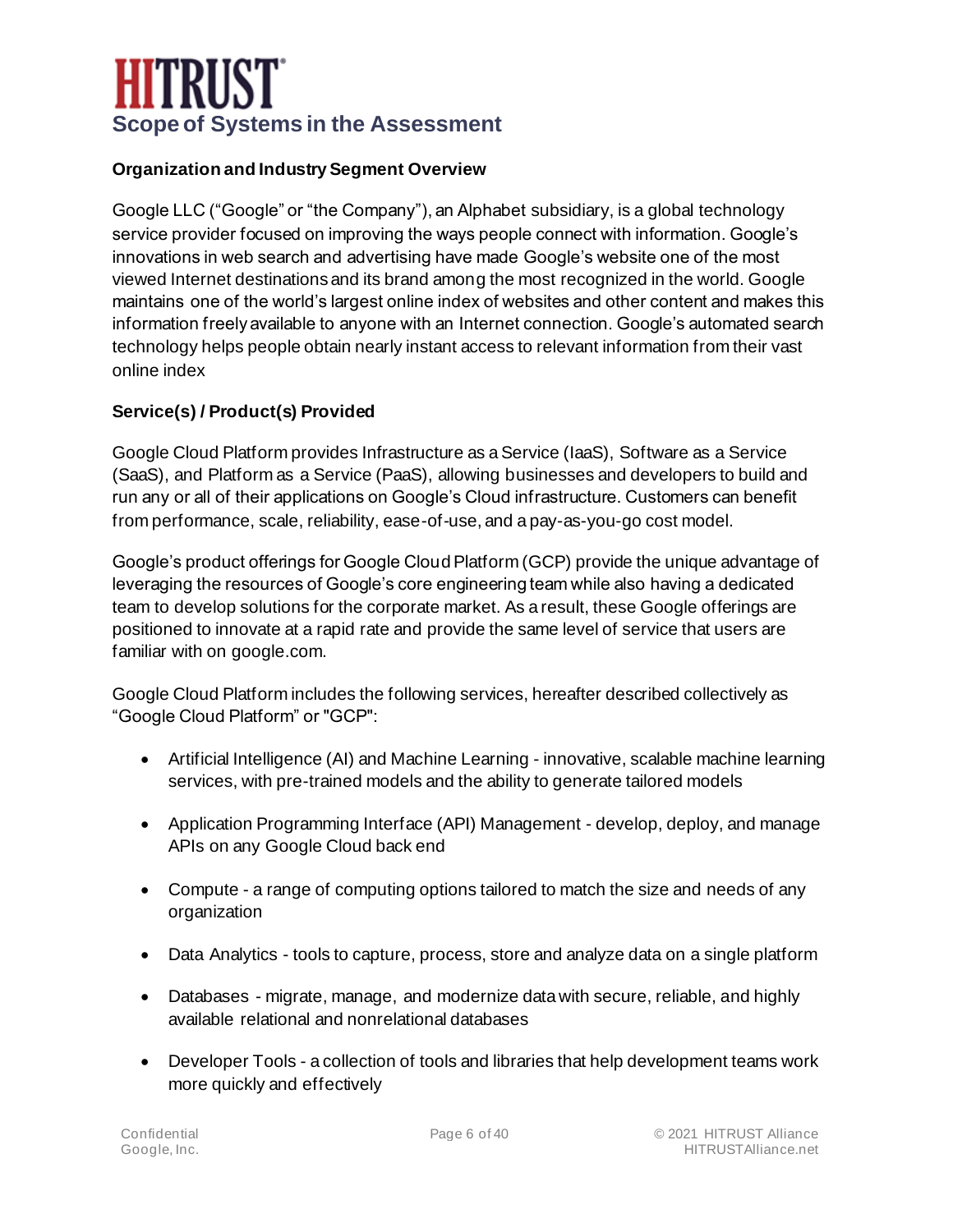# Scope of Systems in the Assessment

**Organization and Industry Segment Overview**

Google LLC ("Google" or "the Company"), an Alphabet subsidiary, is a global technology service provider focused on improving the ways people connect with information. Google's innovations in web search and advertising have made Google's website one of the most viewed Internet destinations and its brand among the most recognized in the world. Google maintains one of the world's largest online index of websites and other content and makes this information freely available to anyone with an Internet connection. Google's automated search technology helps people obtain nearly instant access to relevant information from their vast online index

**Service(s) / Product(s) Provided**

Google Cloud Platform provides Infrastructure as a Service (IaaS), Software as a Service (SaaS), and Platform as a Service (PaaS), allowing businesses and developers to build and run any or all of their applications on Google's Cloud infrastructure. Customers can benefit from performance, scale, reliability, ease-of-use, and a pay-as-you-go cost model.

Google's product offerings for Google Cloud Platform (GCP) provide the unique advantage of leveraging the resources of Google's core engineering team while also having a dedicated team to develop solutions for the corporate market. As a result, these Google offerings are positioned to innovate at a rapid rate and provide the same level of service that users are familiar with on google.com.

Google Cloud Platform includes the following services, hereafter described collectively as "Google Cloud Platform" or "GCP":

- Artificial Intelligence (AI) and Machine Learning - innovative, scalable machine learning services, with pre-trained models and the ability to generate tailored models
- Application Programming Interface (API) Management - develop, deploy, and manage APIs on any Google Cloud back end
- Compute - a range of computing options tailored to match the size and needs of any organization
- Data Analytics - tools to capture, process, store and analyze data on a single platform
- Databases - migrate, manage, and modernize data with secure, reliable, and highly available relational and nonrelational databases
- Developer Tools - a collection of tools and libraries that help development teams work more quickly and effectively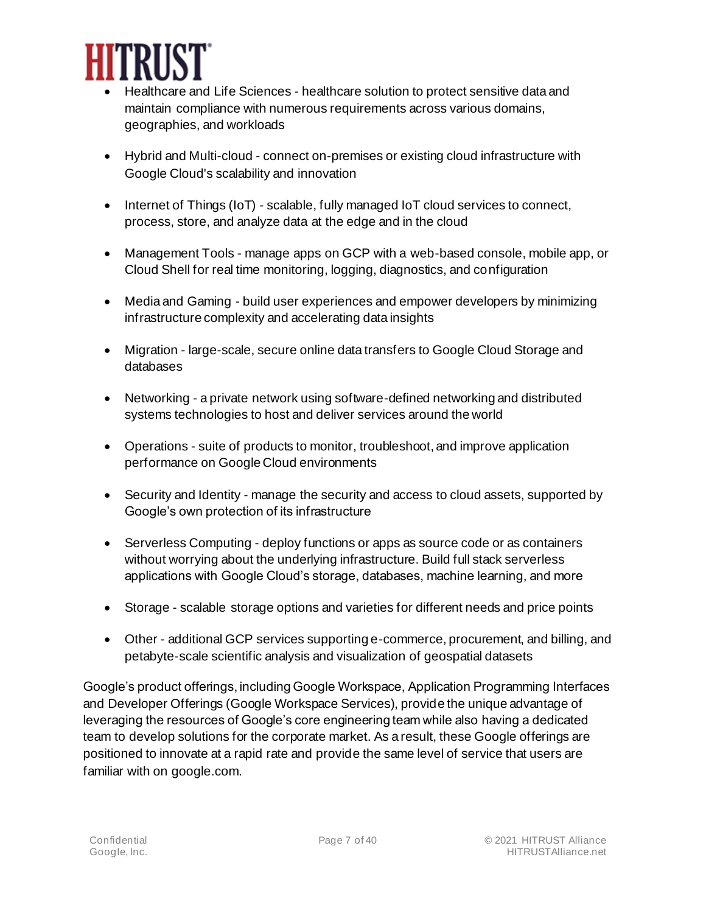- Healthcare and Life Sciences - healthcare solution to protect sensitive data and maintain compliance with numerous requirements across various domains, geographies, and workloads

- Hybrid and Multi-cloud - connect on-premises or existing cloud infrastructure with Google Cloud's scalability and innovation

- Internet of Things (IoT) - scalable, fully managed IoT cloud services to connect, process, store, and analyze data at the edge and in the cloud

- Management Tools - manage apps on GCP with a web-based console, mobile app, or Cloud Shell for real time monitoring, logging, diagnostics, and configuration

- Media and Gaming - build user experiences and empower developers by minimizing infrastructure complexity and accelerating data insights

- Migration - large-scale, secure online data transfers to Google Cloud Storage and databases

- Networking - a private network using software-defined networking and distributed systems technologies to host and deliver services around the world

- Operations - suite of products to monitor, troubleshoot, and improve application performance on Google Cloud environments

- Security and Identity - manage the security and access to cloud assets, supported by Google's own protection of its infrastructure

- Serverless Computing - deploy functions or apps as source code or as containers without worrying about the underlying infrastructure. Build full stack serverless applications with Google Cloud's storage, databases, machine learning, and more

- Storage - scalable storage options and varieties for different needs and price points

- Other - additional GCP services supporting e-commerce, procurement, and billing, and petabyte-scale scientific analysis and visualization of geospatial datasets

Google's product offerings, including Google Workspace, Application Programming Interfaces and Developer Offerings (Google Workspace Services), provide the unique advantage of leveraging the resources of Google's core engineering team while also having a dedicated team to develop solutions for the corporate market. As a result, these Google offerings are positioned to innovate at a rapid rate and provide the same level of service that users are familiar with on google.com.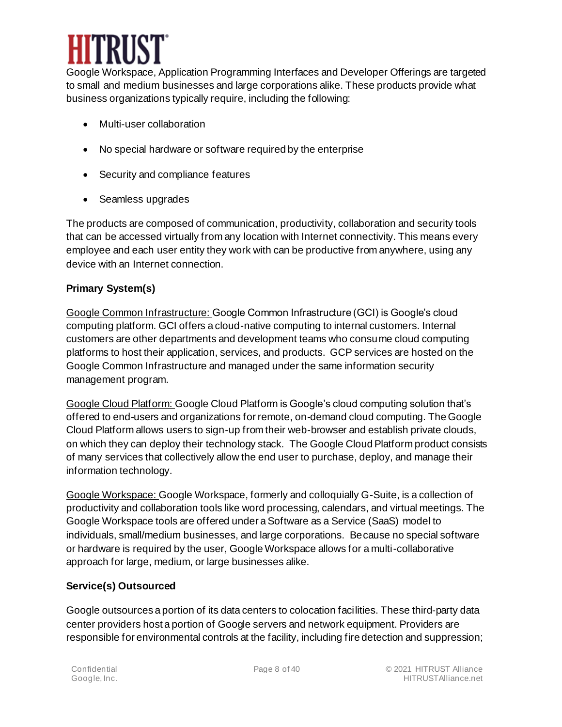Google Workspace, Application Programming Interfaces and Developer Offerings are targeted to small and medium businesses and large corporations alike. These products provide what business organizations typically require, including the following:

- Multi-user collaboration
- No special hardware or software required by the enterprise
- Security and compliance features
- Seamless upgrades

The products are composed of communication, productivity, collaboration and security tools that can be accessed virtually from any location with Internet connectivity. This means every employee and each user entity they work with can be productive from anywhere, using any device with an Internet connection.

**Primary System(s)**

Google Common Infrastructure: Google Common Infrastructure (GCI) is Google's cloud computing platform. GCI offers a cloud-native computing to internal customers. Internal customers are other departments and development teams who consume cloud computing platforms to host their application, services, and products. GCP services are hosted on the Google Common Infrastructure and managed under the same information security management program.

Google Cloud Platform: Google Cloud Platform is Google's cloud computing solution that's offered to end-users and organizations for remote, on-demand cloud computing. The Google Cloud Platform allows users to sign-up from their web-browser and establish private clouds, on which they can deploy their technology stack. The Google Cloud Platform product consists of many services that collectively allow the end user to purchase, deploy, and manage their information technology.

Google Workspace: Google Workspace, formerly and colloquially G-Suite, is a collection of productivity and collaboration tools like word processing, calendars, and virtual meetings. The Google Workspace tools are offered under a Software as a Service (SaaS) model to individuals, small/medium businesses, and large corporations. Because no special software or hardware is required by the user, Google Workspace allows for a multi-collaborative approach for large, medium, or large businesses alike.

**Service(s) Outsourced**

Google outsources a portion of its data centers to colocation facilities. These third-party data center providers host a portion of Google servers and network equipment. Providers are responsible for environmental controls at the facility, including fire detection and suppression;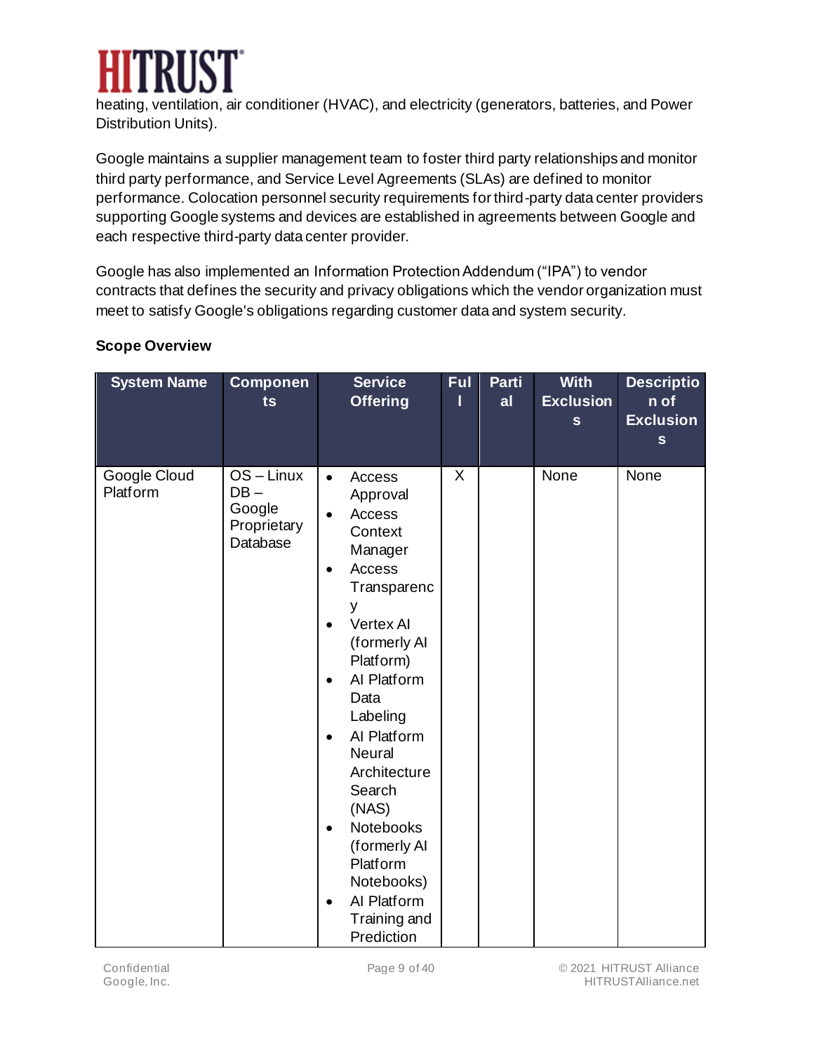heating, ventilation, air conditioner (HVAC), and electricity (generators, batteries, and Power Distribution Units).

Google maintains a supplier management team to foster third party relationships and monitor third party performance, and Service Level Agreements (SLAs) are defined to monitor performance. Colocation personnel security requirements for third-party data center providers supporting Google systems and devices are established in agreements between Google and each respective third-party data center provider.

Google has also implemented an Information Protection Addendum ("IPA") to vendor contracts that defines the security and privacy obligations which the vendor organization must meet to satisfy Google's obligations regarding customer data and system security.

**Scope Overview**

| System Name | Components | Service Offering | Full | Partial | With Exclusions | Description of Exclusions |
|---|---|---|---|---|---|---|
| Google Cloud Platform | OS – Linux<br>DB – Google Proprietary Database | • Access Approval<br>• Access Context Manager<br>• Access Transparency<br>• Vertex AI (formerly AI Platform)<br>• AI Platform Data Labeling<br>• AI Platform Neural Architecture Search (NAS)<br>• Notebooks (formerly AI Platform Notebooks)<br>• AI Platform Training and Prediction | X | | None | None |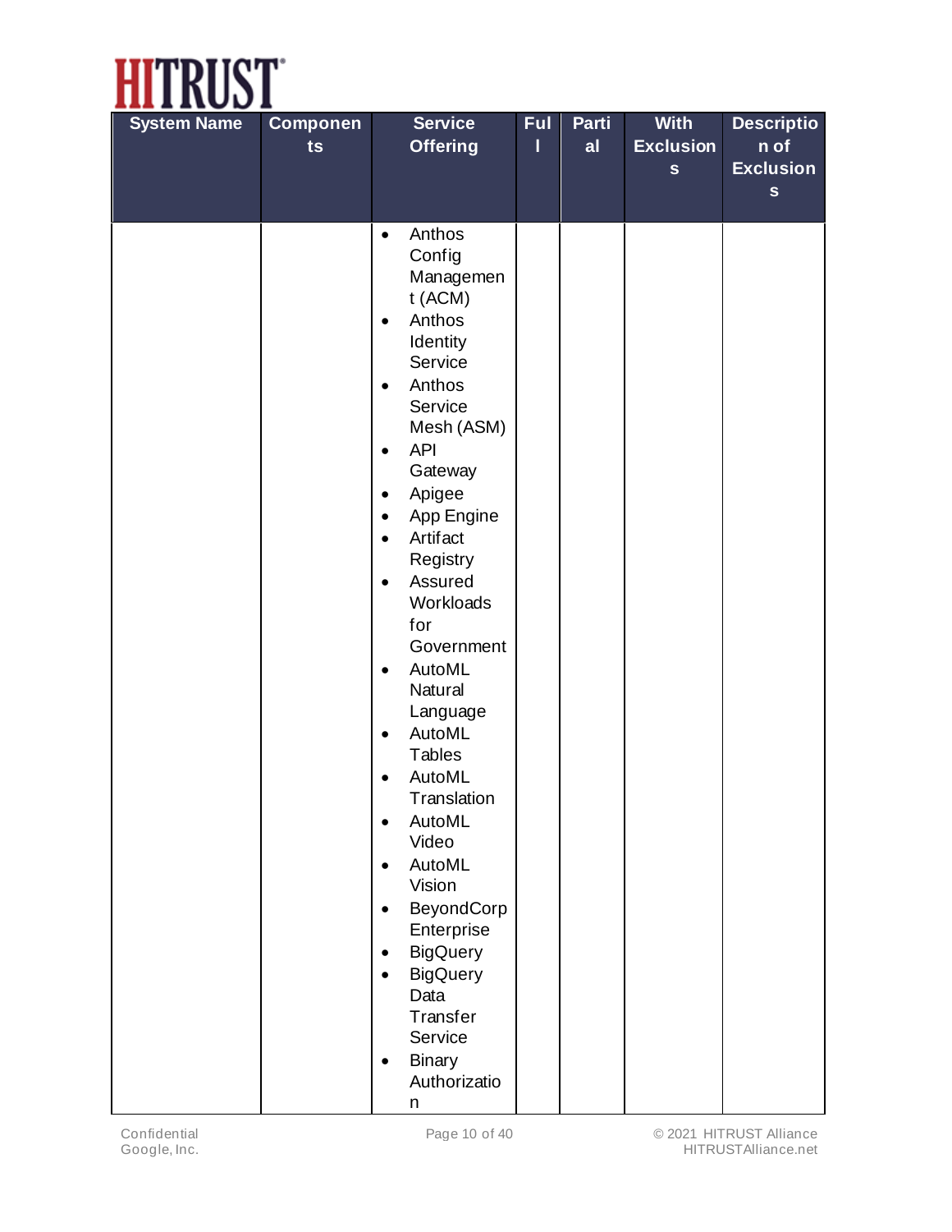| System Name | Components | Service Offering | Full | Partial | With Exclusions | Description of Exclusions |
|---|---|---|---|---|---|---|
| | | • Anthos Config Management (ACM)<br>• Anthos Identity Service<br>• Anthos Service Mesh (ASM)<br>• API Gateway<br>• Apigee<br>• App Engine<br>• Artifact Registry<br>• Assured Workloads for Government<br>• AutoML Natural Language<br>• AutoML Tables<br>• AutoML Translation<br>• AutoML Video<br>• AutoML Vision<br>• BeyondCorp Enterprise<br>• BigQuery<br>• BigQuery Data Transfer Service<br>• Binary Authorization | | | | |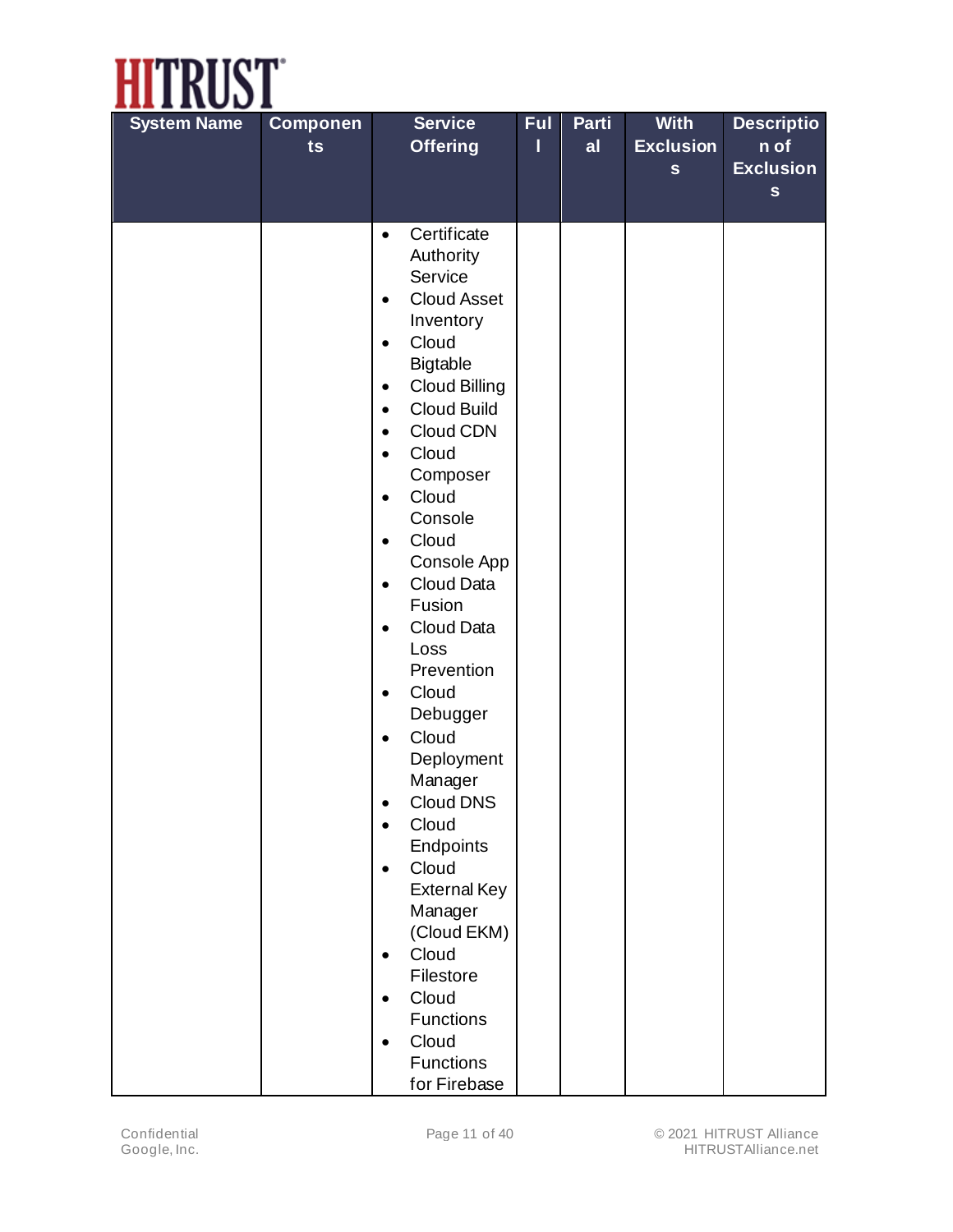| System Name | Components | Service Offering | Full | Partial | With Exclusions | Description of Exclusions |
|---|---|---|---|---|---|---|
| | | • Certificate Authority Service<br>• Cloud Asset Inventory<br>• Cloud Bigtable<br>• Cloud Billing<br>• Cloud Build<br>• Cloud CDN<br>• Cloud Composer<br>• Cloud Console<br>• Cloud Console App<br>• Cloud Data Fusion<br>• Cloud Data Loss Prevention<br>• Cloud Debugger<br>• Cloud Deployment Manager<br>• Cloud DNS<br>• Cloud Endpoints<br>• Cloud External Key Manager (Cloud EKM)<br>• Cloud Filestore<br>• Cloud Functions<br>• Cloud Functions for Firebase | | | | |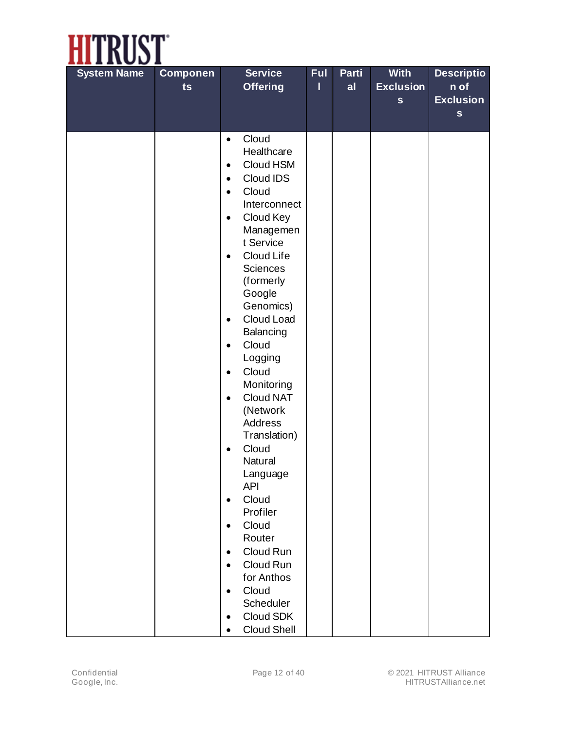| System Name | Components | Service Offering | Full | Partial | With Exclusions | Description of Exclusions |
|---|---|---|---|---|---|---|
| | | • Cloud Healthcare<br>• Cloud HSM<br>• Cloud IDS<br>• Cloud Interconnect<br>• Cloud Key Management Service<br>• Cloud Life Sciences (formerly Google Genomics)<br>• Cloud Load Balancing<br>• Cloud Logging<br>• Cloud Monitoring<br>• Cloud NAT (Network Address Translation)<br>• Cloud Natural Language API<br>• Cloud Profiler<br>• Cloud Router<br>• Cloud Run<br>• Cloud Run for Anthos<br>• Cloud Scheduler<br>• Cloud SDK<br>• Cloud Shell | | | | |

Confidential
Google, Inc.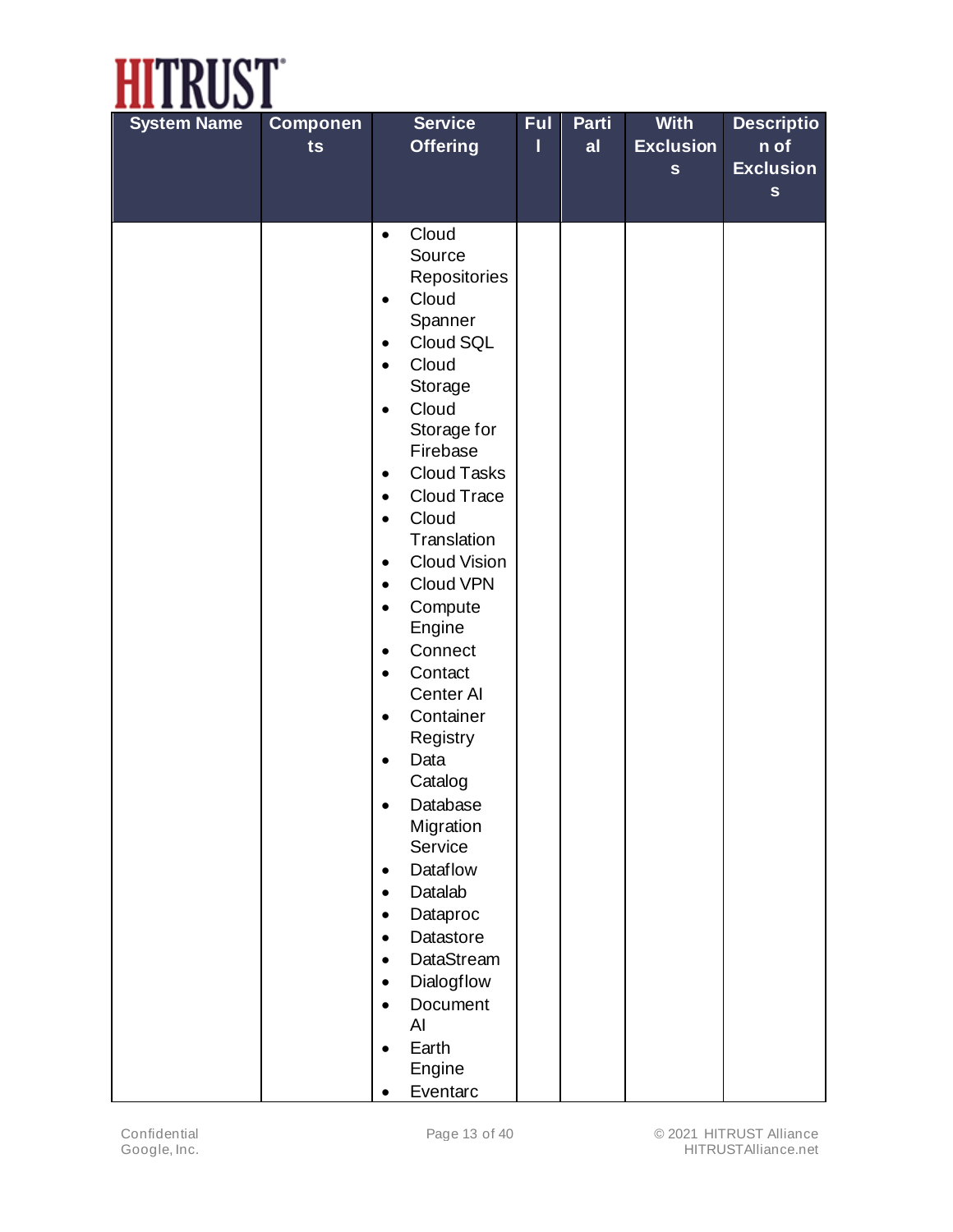| System Name | Components | Service Offering | Full | Partial | With Exclusions | Description of Exclusions |
|---|---|---|---|---|---|---|
| | | • Cloud Source Repositories<br>• Cloud Spanner<br>• Cloud SQL<br>• Cloud Storage<br>• Cloud Storage for Firebase<br>• Cloud Tasks<br>• Cloud Trace<br>• Cloud Translation<br>• Cloud Vision<br>• Cloud VPN<br>• Compute Engine<br>• Connect<br>• Contact Center AI<br>• Container Registry<br>• Data Catalog<br>• Database Migration Service<br>• Dataflow<br>• Datalab<br>• Dataproc<br>• Datastore<br>• DataStream<br>• Dialogflow<br>• Document AI<br>• Earth Engine<br>• Eventarc | | | | |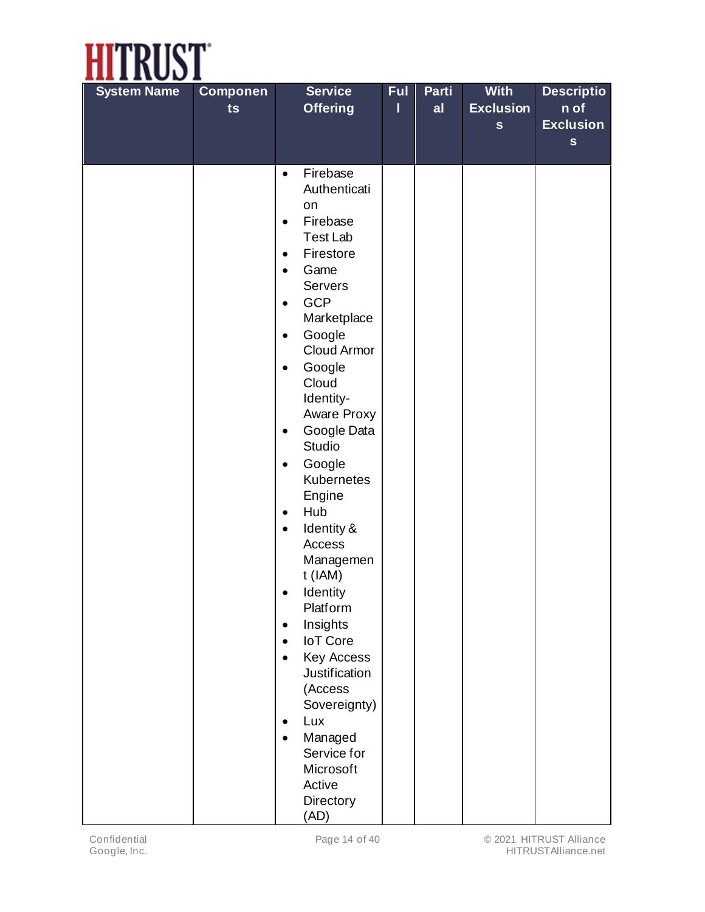| System Name | Components | Service Offering | Full | Partial | With Exclusions | Description of Exclusions |
|---|---|---|---|---|---|---|
| | | • Firebase Authentication<br>• Firebase Test Lab<br>• Firestore<br>• Game Servers<br>• GCP Marketplace<br>• Google Cloud Armor<br>• Google Cloud Identity-Aware Proxy<br>• Google Data Studio<br>• Google Kubernetes Engine<br>• Hub<br>• Identity & Access Management (IAM)<br>• Identity Platform<br>• Insights<br>• IoT Core<br>• Key Access Justification (Access Sovereignty)<br>• Lux<br>• Managed Service for Microsoft Active Directory (AD) | | | | |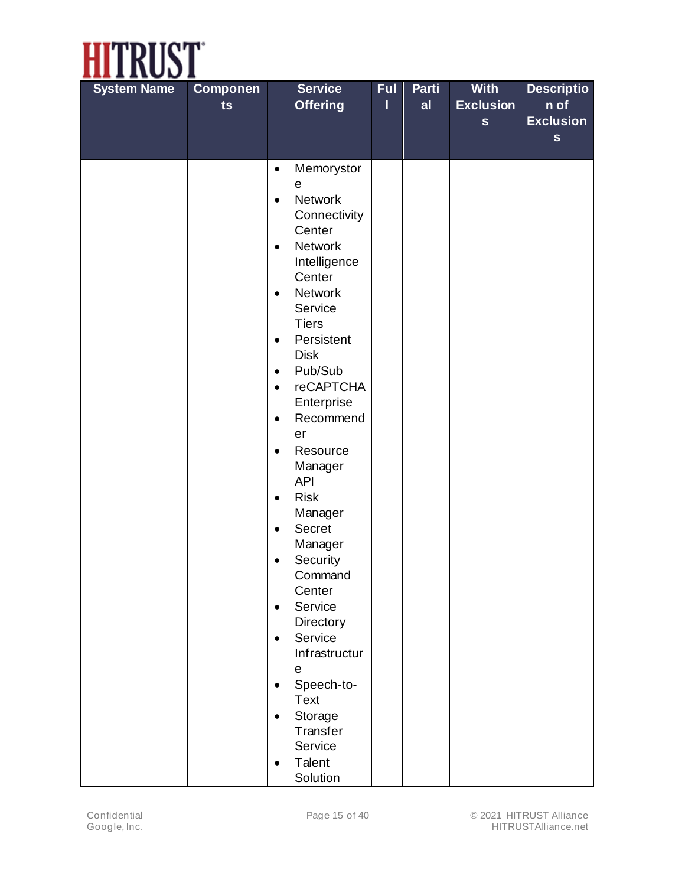| System Name | Components | Service Offering | Full | Partial | With Exclusions | Description of Exclusions |
|---|---|---|---|---|---|---|
| | | • Memorystore<br>• Network Connectivity Center<br>• Network Intelligence Center<br>• Network Service Tiers<br>• Persistent Disk<br>• Pub/Sub<br>• reCAPTCHA Enterprise<br>• Recommender<br>• Resource Manager API<br>• Risk Manager<br>• Secret Manager<br>• Security Command Center<br>• Service Directory<br>• Service Infrastructure<br>• Speech-to-Text<br>• Storage Transfer Service<br>• Talent Solution | | | | |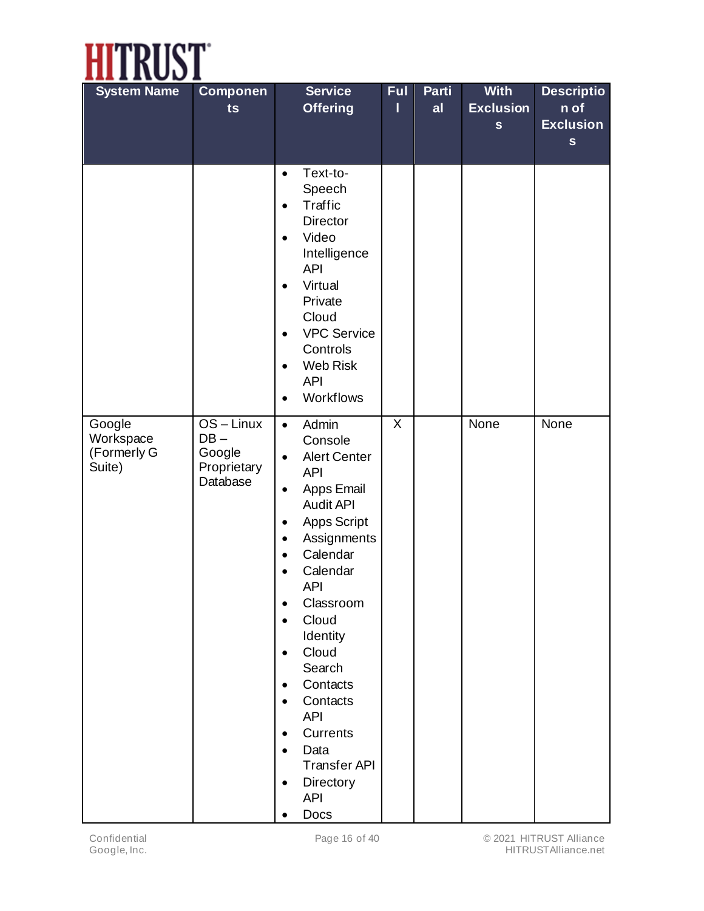| System Name | Components | Service Offering | Full | Partial | With Exclusions | Description of Exclusions |
|---|---|---|---|---|---|---|
| | | • Text-to-Speech<br>• Traffic Director<br>• Video Intelligence API<br>• Virtual Private Cloud<br>• VPC Service Controls<br>• Web Risk API<br>• Workflows | | | | |
| Google Workspace (Formerly G Suite) | OS – Linux<br>DB – Google Proprietary Database | • Admin Console<br>• Alert Center API<br>• Apps Email Audit API<br>• Apps Script<br>• Assignments<br>• Calendar<br>• Calendar API<br>• Classroom<br>• Cloud Identity<br>• Cloud Search<br>• Contacts<br>• Contacts API<br>• Currents<br>• Data Transfer API<br>• Directory API<br>• Docs | X | | None | None |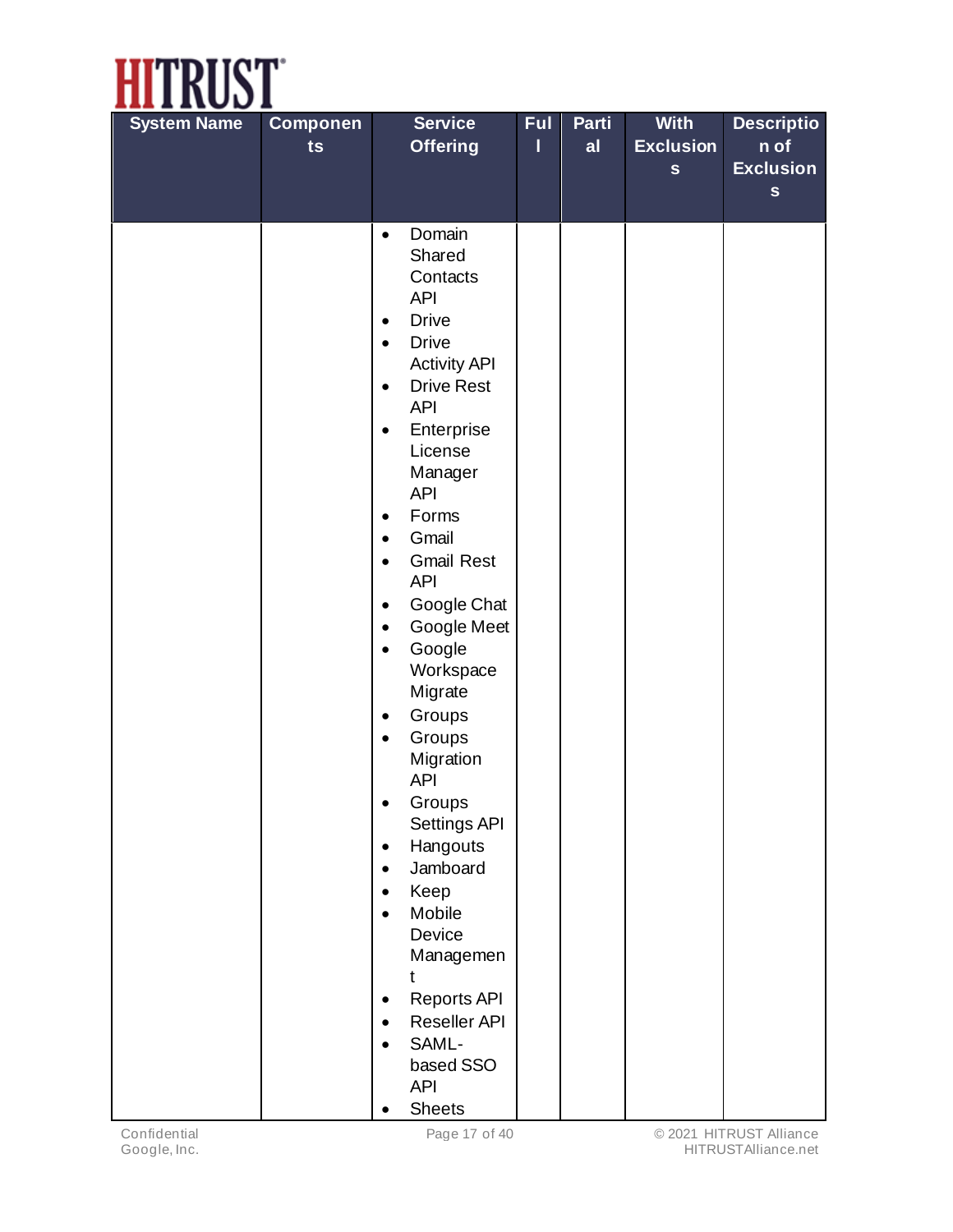| System Name | Components | Service Offering | Full | Partial | With Exclusions | Description of Exclusions |
|---|---|---|---|---|---|---|
| | | • Domain Shared Contacts API<br>• Drive<br>• Drive Activity API<br>• Drive Rest API<br>• Enterprise License Manager API<br>• Forms<br>• Gmail<br>• Gmail Rest API<br>• Google Chat<br>• Google Meet<br>• Google Workspace Migrate<br>• Groups<br>• Groups Migration API<br>• Groups Settings API<br>• Hangouts<br>• Jamboard<br>• Keep<br>• Mobile Device Management<br>• Reports API<br>• Reseller API<br>• SAML-based SSO API<br>• Sheets | | | | |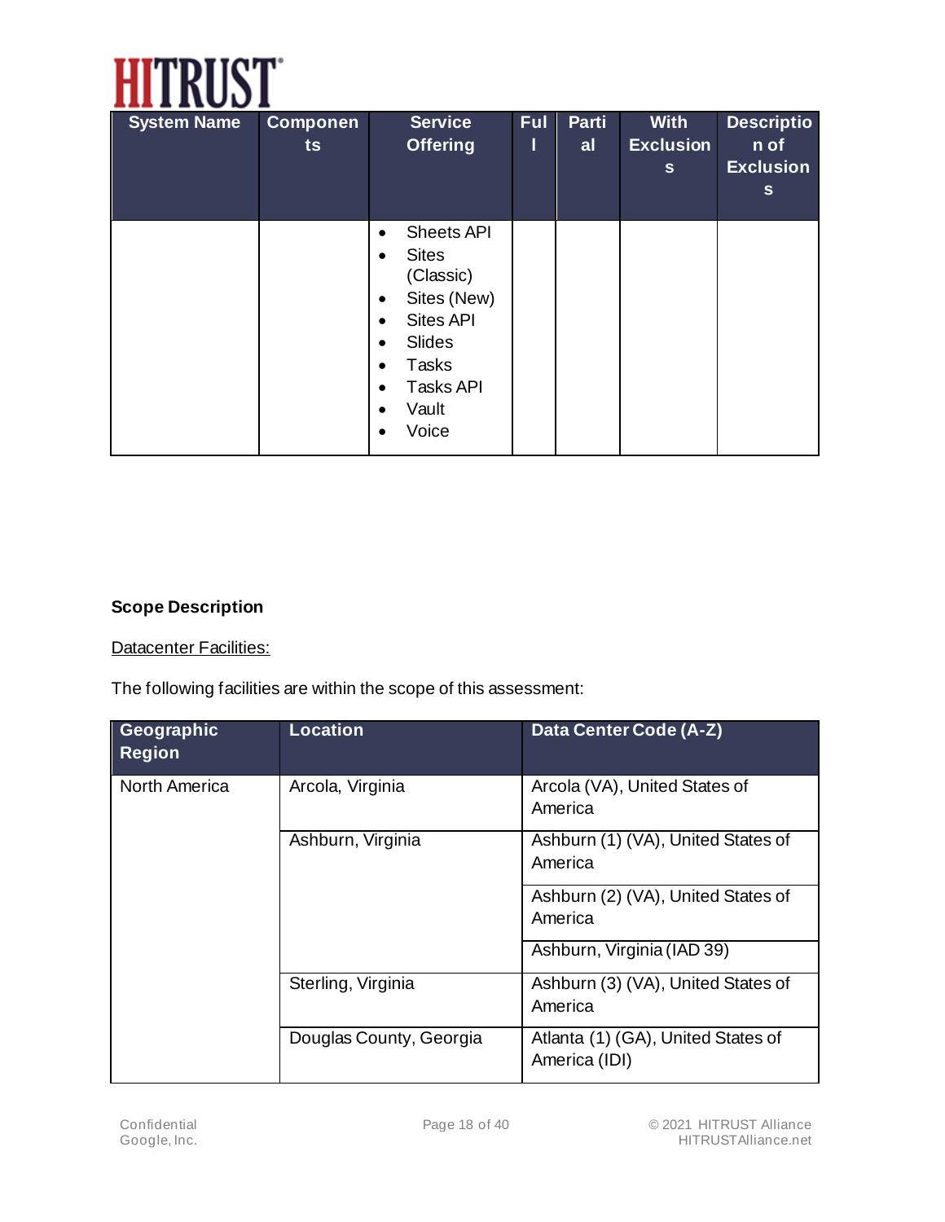| System Name | Components | Service Offering | Full | Partial | With Exclusions | Description of Exclusions |
|---|---|---|---|---|---|---|
| | | • Sheets API<br>• Sites (Classic)<br>• Sites (New)<br>• Sites API<br>• Slides<br>• Tasks<br>• Tasks API<br>• Vault<br>• Voice | | | | |

**Scope Description**

Datacenter Facilities:

The following facilities are within the scope of this assessment:

| Geographic Region | Location | Data Center Code (A-Z) |
|---|---|---|
| North America | Arcola, Virginia | Arcola (VA), United States of America |
| | Ashburn, Virginia | Ashburn (1) (VA), United States of America |
| | | Ashburn (2) (VA), United States of America |
| | | Ashburn, Virginia (IAD 39) |
| | Sterling, Virginia | Ashburn (3) (VA), United States of America |
| | Douglas County, Georgia | Atlanta (1) (GA), United States of America (IDI) |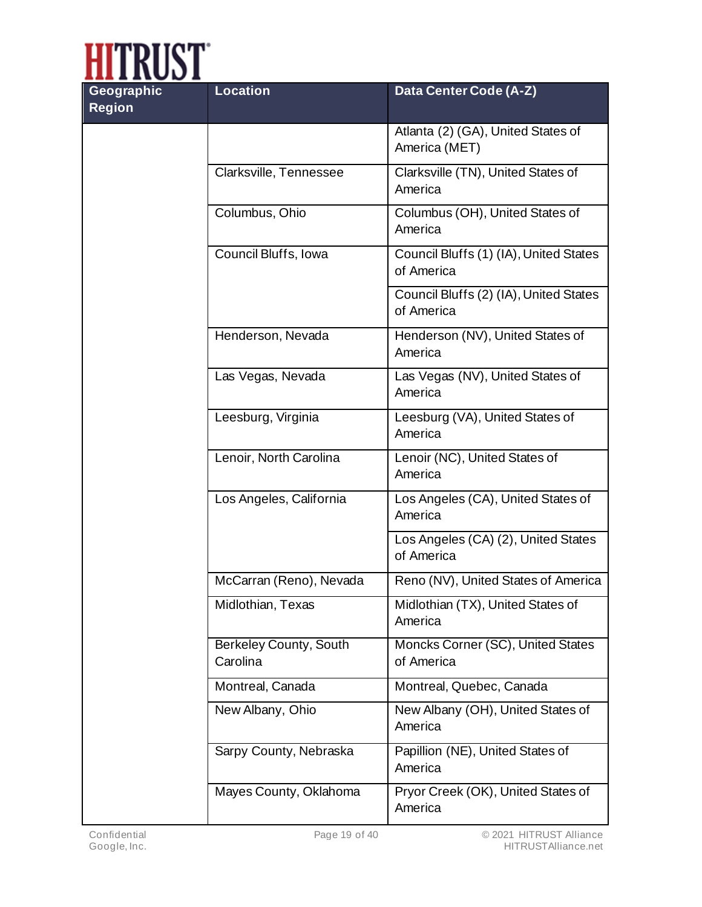| Geographic Region | Location | Data Center Code (A-Z) |
|---|---|---|
| | | Atlanta (2) (GA), United States of America (MET) |
| | Clarksville, Tennessee | Clarksville (TN), United States of America |
| | Columbus, Ohio | Columbus (OH), United States of America |
| | Council Bluffs, Iowa | Council Bluffs (1) (IA), United States of America |
| | | Council Bluffs (2) (IA), United States of America |
| | Henderson, Nevada | Henderson (NV), United States of America |
| | Las Vegas, Nevada | Las Vegas (NV), United States of America |
| | Leesburg, Virginia | Leesburg (VA), United States of America |
| | Lenoir, North Carolina | Lenoir (NC), United States of America |
| | Los Angeles, California | Los Angeles (CA), United States of America |
| | | Los Angeles (CA) (2), United States of America |
| | McCarran (Reno), Nevada | Reno (NV), United States of America |
| | Midlothian, Texas | Midlothian (TX), United States of America |
| | Berkeley County, South Carolina | Moncks Corner (SC), United States of America |
| | Montreal, Canada | Montreal, Quebec, Canada |
| | New Albany, Ohio | New Albany (OH), United States of America |
| | Sarpy County, Nebraska | Papillion (NE), United States of America |
| | Mayes County, Oklahoma | Pryor Creek (OK), United States of America |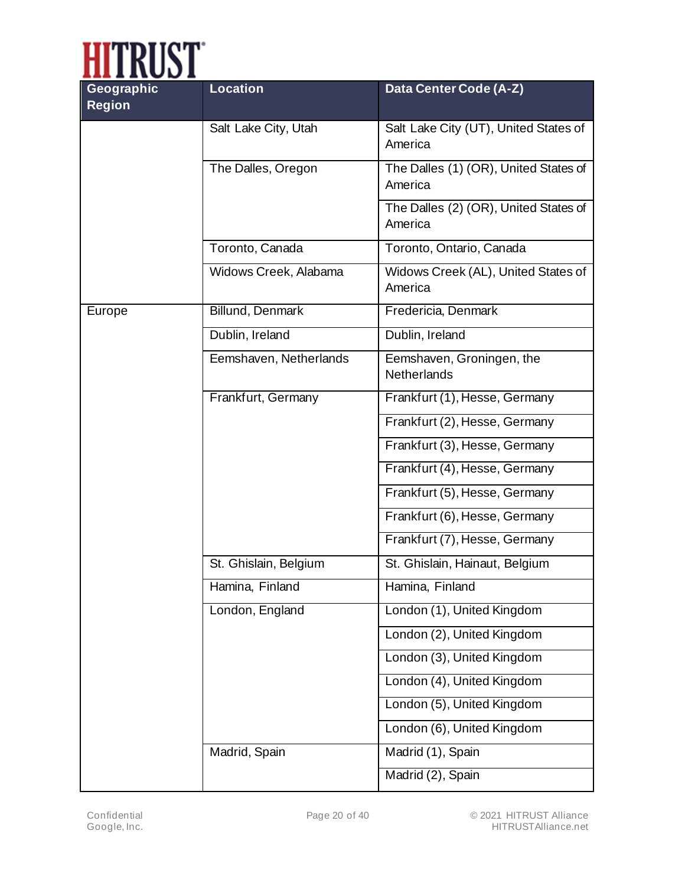| Geographic Region | Location | Data Center Code (A-Z) |
|---|---|---|
| | Salt Lake City, Utah | Salt Lake City (UT), United States of America |
| | The Dalles, Oregon | The Dalles (1) (OR), United States of America |
| | | The Dalles (2) (OR), United States of America |
| | Toronto, Canada | Toronto, Ontario, Canada |
| | Widows Creek, Alabama | Widows Creek (AL), United States of America |
| Europe | Billund, Denmark | Fredericia, Denmark |
| | Dublin, Ireland | Dublin, Ireland |
| | Eemshaven, Netherlands | Eemshaven, Groningen, the Netherlands |
| | Frankfurt, Germany | Frankfurt (1), Hesse, Germany |
| | | Frankfurt (2), Hesse, Germany |
| | | Frankfurt (3), Hesse, Germany |
| | | Frankfurt (4), Hesse, Germany |
| | | Frankfurt (5), Hesse, Germany |
| | | Frankfurt (6), Hesse, Germany |
| | | Frankfurt (7), Hesse, Germany |
| | St. Ghislain, Belgium | St. Ghislain, Hainaut, Belgium |
| | Hamina, Finland | Hamina, Finland |
| | London, England | London (1), United Kingdom |
| | | London (2), United Kingdom |
| | | London (3), United Kingdom |
| | | London (4), United Kingdom |
| | | London (5), United Kingdom |
| | | London (6), United Kingdom |
| | Madrid, Spain | Madrid (1), Spain |
| | | Madrid (2), Spain |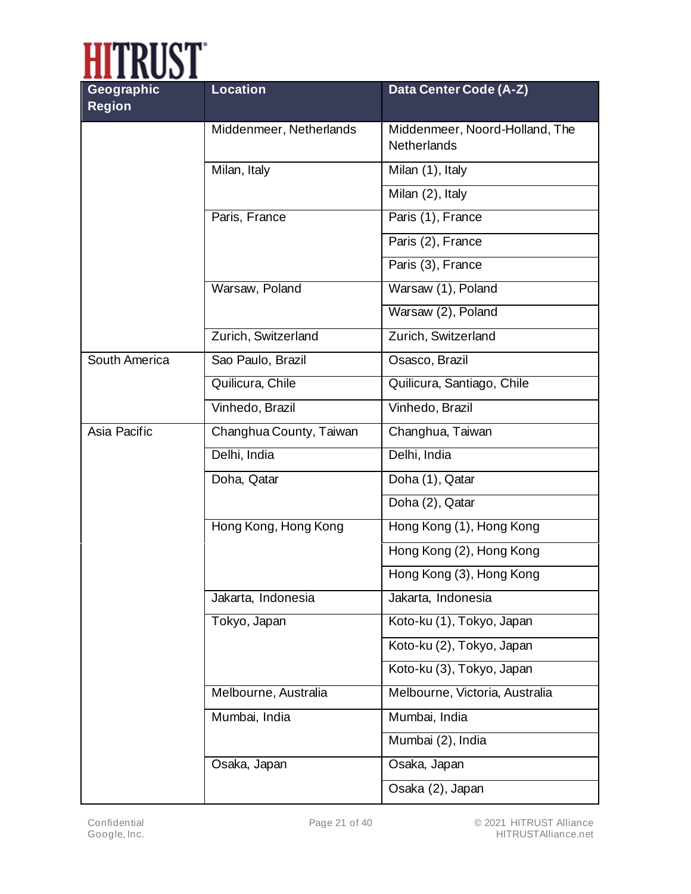| Geographic Region | Location | Data Center Code (A-Z) |
|---|---|---|
| | Middenmeer, Netherlands | Middenmeer, Noord-Holland, The Netherlands |
| | Milan, Italy | Milan (1), Italy |
| | | Milan (2), Italy |
| | Paris, France | Paris (1), France |
| | | Paris (2), France |
| | | Paris (3), France |
| | Warsaw, Poland | Warsaw (1), Poland |
| | | Warsaw (2), Poland |
| | Zurich, Switzerland | Zurich, Switzerland |
| South America | Sao Paulo, Brazil | Osasco, Brazil |
| | Quilicura, Chile | Quilicura, Santiago, Chile |
| | Vinhedo, Brazil | Vinhedo, Brazil |
| Asia Pacific | Changhua County, Taiwan | Changhua, Taiwan |
| | Delhi, India | Delhi, India |
| | Doha, Qatar | Doha (1), Qatar |
| | | Doha (2), Qatar |
| | Hong Kong, Hong Kong | Hong Kong (1), Hong Kong |
| | | Hong Kong (2), Hong Kong |
| | | Hong Kong (3), Hong Kong |
| | Jakarta, Indonesia | Jakarta, Indonesia |
| | Tokyo, Japan | Koto-ku (1), Tokyo, Japan |
| | | Koto-ku (2), Tokyo, Japan |
| | | Koto-ku (3), Tokyo, Japan |
| | Melbourne, Australia | Melbourne, Victoria, Australia |
| | Mumbai, India | Mumbai, India |
| | | Mumbai (2), India |
| | Osaka, Japan | Osaka, Japan |
| | | Osaka (2), Japan |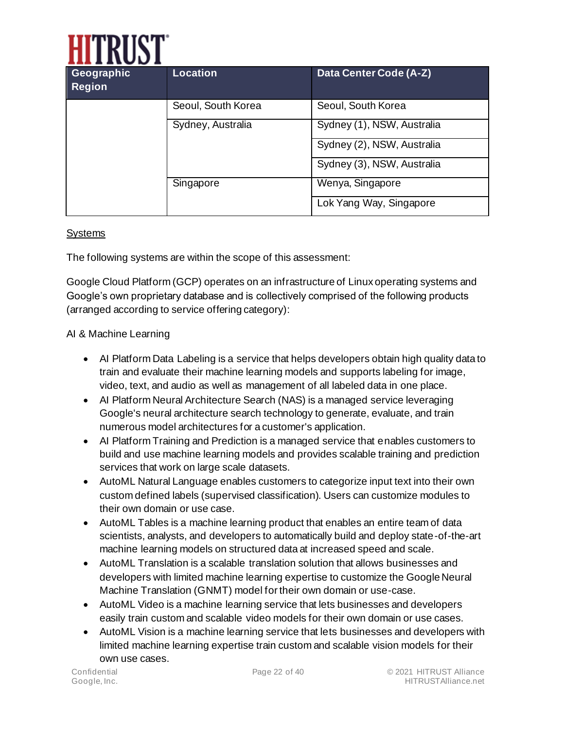| Geographic Region | Location | Data Center Code (A-Z) |
|---|---|---|
| | Seoul, South Korea | Seoul, South Korea |
| | Sydney, Australia | Sydney (1), NSW, Australia |
| | | Sydney (2), NSW, Australia |
| | | Sydney (3), NSW, Australia |
| | Singapore | Wenya, Singapore |
| | | Lok Yang Way, Singapore |

<u>Systems</u>

The following systems are within the scope of this assessment:

Google Cloud Platform (GCP) operates on an infrastructure of Linux operating systems and Google's own proprietary database and is collectively comprised of the following products (arranged according to service offering category):

AI & Machine Learning

- AI Platform Data Labeling is a service that helps developers obtain high quality data to train and evaluate their machine learning models and supports labeling for image, video, text, and audio as well as management of all labeled data in one place.
- AI Platform Neural Architecture Search (NAS) is a managed service leveraging Google's neural architecture search technology to generate, evaluate, and train numerous model architectures for a customer's application.
- AI Platform Training and Prediction is a managed service that enables customers to build and use machine learning models and provides scalable training and prediction services that work on large scale datasets.
- AutoML Natural Language enables customers to categorize input text into their own custom defined labels (supervised classification). Users can customize modules to their own domain or use case.
- AutoML Tables is a machine learning product that enables an entire team of data scientists, analysts, and developers to automatically build and deploy state-of-the-art machine learning models on structured data at increased speed and scale.
- AutoML Translation is a scalable translation solution that allows businesses and developers with limited machine learning expertise to customize the Google Neural Machine Translation (GNMT) model for their own domain or use-case.
- AutoML Video is a machine learning service that lets businesses and developers easily train custom and scalable video models for their own domain or use cases.
- AutoML Vision is a machine learning service that lets businesses and developers with limited machine learning expertise train custom and scalable vision models for their own use cases.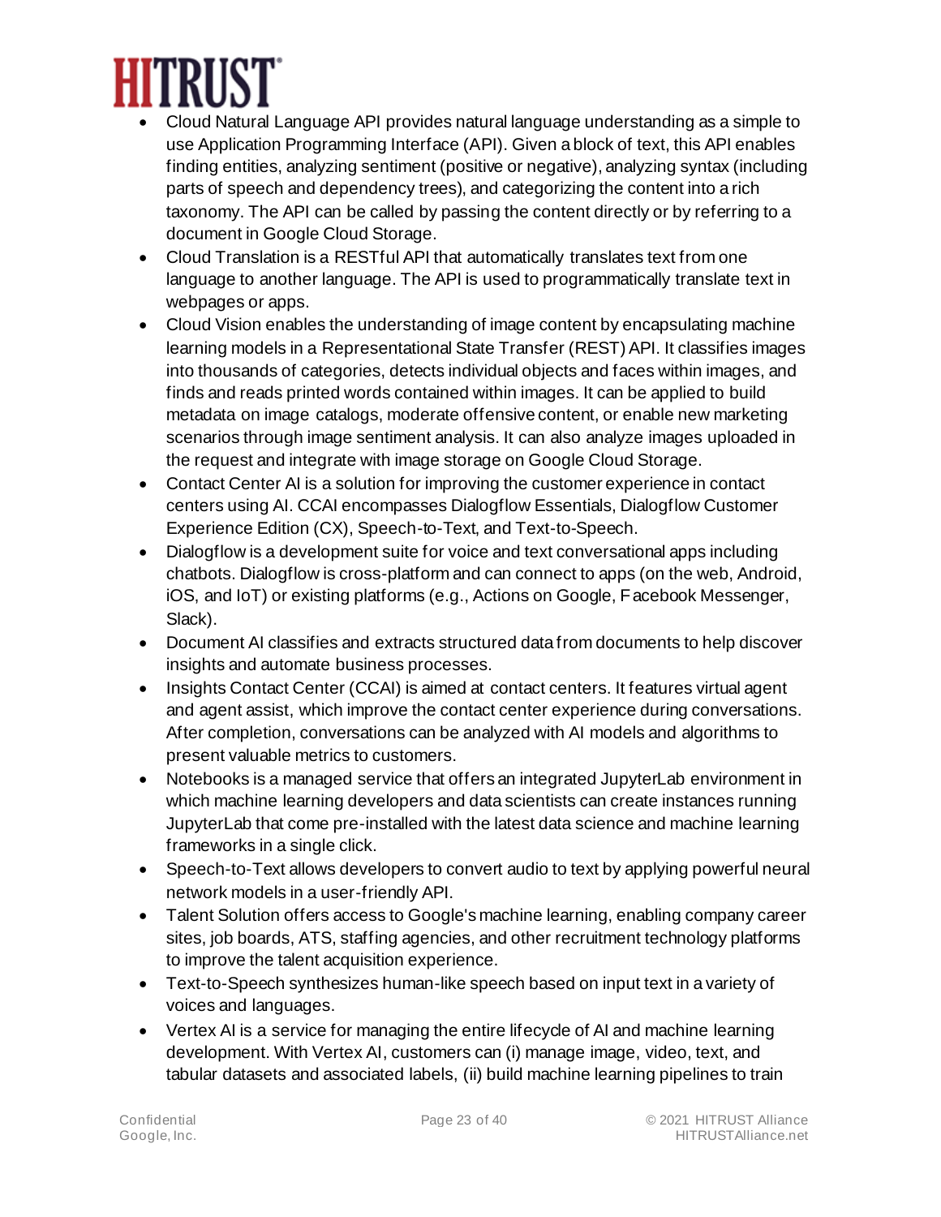- Cloud Natural Language API provides natural language understanding as a simple to use Application Programming Interface (API). Given a block of text, this API enables finding entities, analyzing sentiment (positive or negative), analyzing syntax (including parts of speech and dependency trees), and categorizing the content into a rich taxonomy. The API can be called by passing the content directly or by referring to a document in Google Cloud Storage.
- Cloud Translation is a RESTful API that automatically translates text from one language to another language. The API is used to programmatically translate text in webpages or apps.
- Cloud Vision enables the understanding of image content by encapsulating machine learning models in a Representational State Transfer (REST) API. It classifies images into thousands of categories, detects individual objects and faces within images, and finds and reads printed words contained within images. It can be applied to build metadata on image catalogs, moderate offensive content, or enable new marketing scenarios through image sentiment analysis. It can also analyze images uploaded in the request and integrate with image storage on Google Cloud Storage.
- Contact Center AI is a solution for improving the customer experience in contact centers using AI. CCAI encompasses Dialogflow Essentials, Dialogflow Customer Experience Edition (CX), Speech-to-Text, and Text-to-Speech.
- Dialogflow is a development suite for voice and text conversational apps including chatbots. Dialogflow is cross-platform and can connect to apps (on the web, Android, iOS, and IoT) or existing platforms (e.g., Actions on Google, Facebook Messenger, Slack).
- Document AI classifies and extracts structured data from documents to help discover insights and automate business processes.
- Insights Contact Center (CCAI) is aimed at contact centers. It features virtual agent and agent assist, which improve the contact center experience during conversations. After completion, conversations can be analyzed with AI models and algorithms to present valuable metrics to customers.
- Notebooks is a managed service that offers an integrated JupyterLab environment in which machine learning developers and data scientists can create instances running JupyterLab that come pre-installed with the latest data science and machine learning frameworks in a single click.
- Speech-to-Text allows developers to convert audio to text by applying powerful neural network models in a user-friendly API.
- Talent Solution offers access to Google's machine learning, enabling company career sites, job boards, ATS, staffing agencies, and other recruitment technology platforms to improve the talent acquisition experience.
- Text-to-Speech synthesizes human-like speech based on input text in a variety of voices and languages.
- Vertex AI is a service for managing the entire lifecycle of AI and machine learning development. With Vertex AI, customers can (i) manage image, video, text, and tabular datasets and associated labels, (ii) build machine learning pipelines to train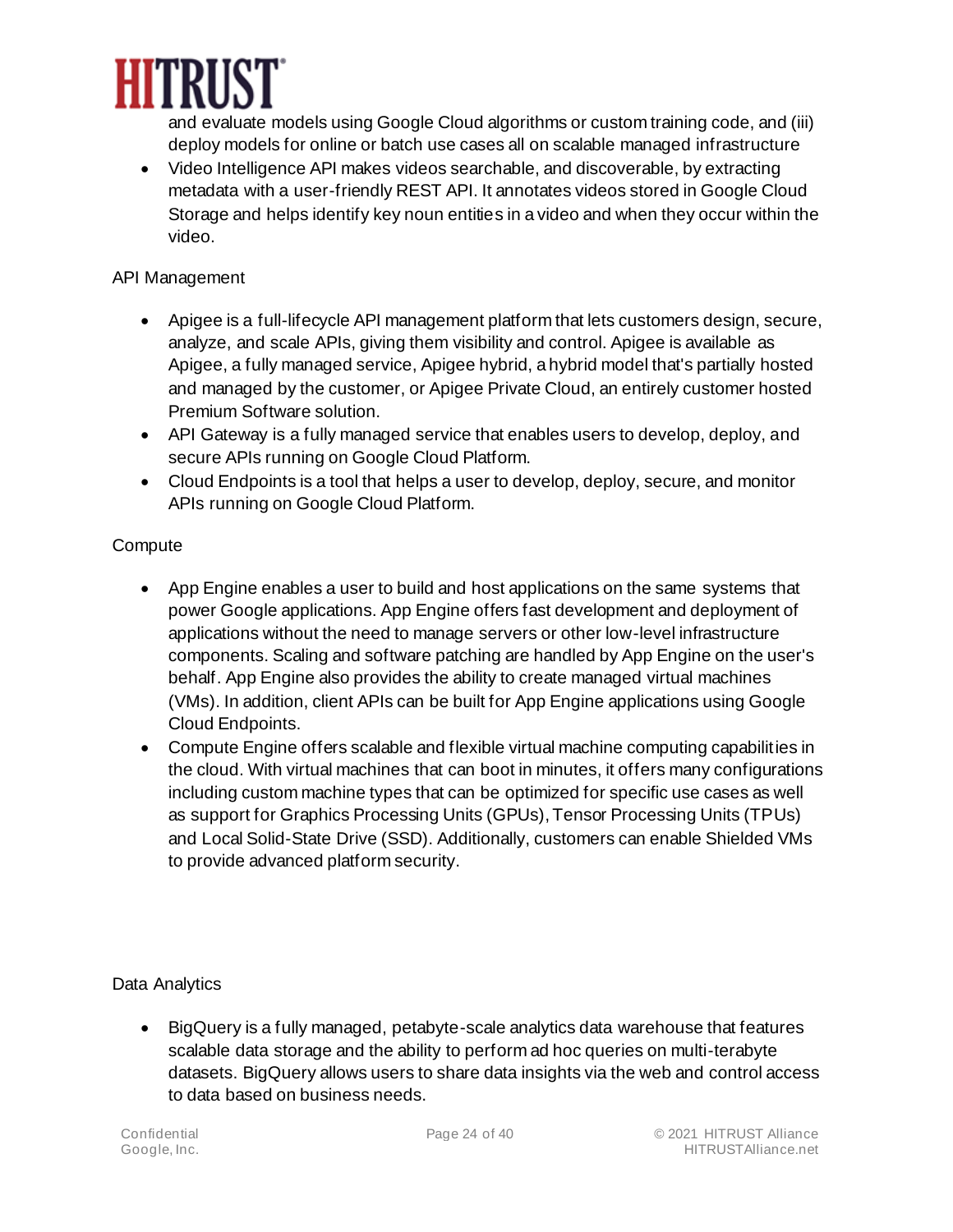and evaluate models using Google Cloud algorithms or custom training code, and (iii) deploy models for online or batch use cases all on scalable managed infrastructure
- Video Intelligence API makes videos searchable, and discoverable, by extracting metadata with a user-friendly REST API. It annotates videos stored in Google Cloud Storage and helps identify key noun entities in a video and when they occur within the video.

API Management

- Apigee is a full-lifecycle API management platform that lets customers design, secure, analyze, and scale APIs, giving them visibility and control. Apigee is available as Apigee, a fully managed service, Apigee hybrid, a hybrid model that's partially hosted and managed by the customer, or Apigee Private Cloud, an entirely customer hosted Premium Software solution.
- API Gateway is a fully managed service that enables users to develop, deploy, and secure APIs running on Google Cloud Platform.
- Cloud Endpoints is a tool that helps a user to develop, deploy, secure, and monitor APIs running on Google Cloud Platform.

Compute

- App Engine enables a user to build and host applications on the same systems that power Google applications. App Engine offers fast development and deployment of applications without the need to manage servers or other low-level infrastructure components. Scaling and software patching are handled by App Engine on the user's behalf. App Engine also provides the ability to create managed virtual machines (VMs). In addition, client APIs can be built for App Engine applications using Google Cloud Endpoints.
- Compute Engine offers scalable and flexible virtual machine computing capabilities in the cloud. With virtual machines that can boot in minutes, it offers many configurations including custom machine types that can be optimized for specific use cases as well as support for Graphics Processing Units (GPUs), Tensor Processing Units (TPUs) and Local Solid-State Drive (SSD). Additionally, customers can enable Shielded VMs to provide advanced platform security.

Data Analytics

- BigQuery is a fully managed, petabyte-scale analytics data warehouse that features scalable data storage and the ability to perform ad hoc queries on multi-terabyte datasets. BigQuery allows users to share data insights via the web and control access to data based on business needs.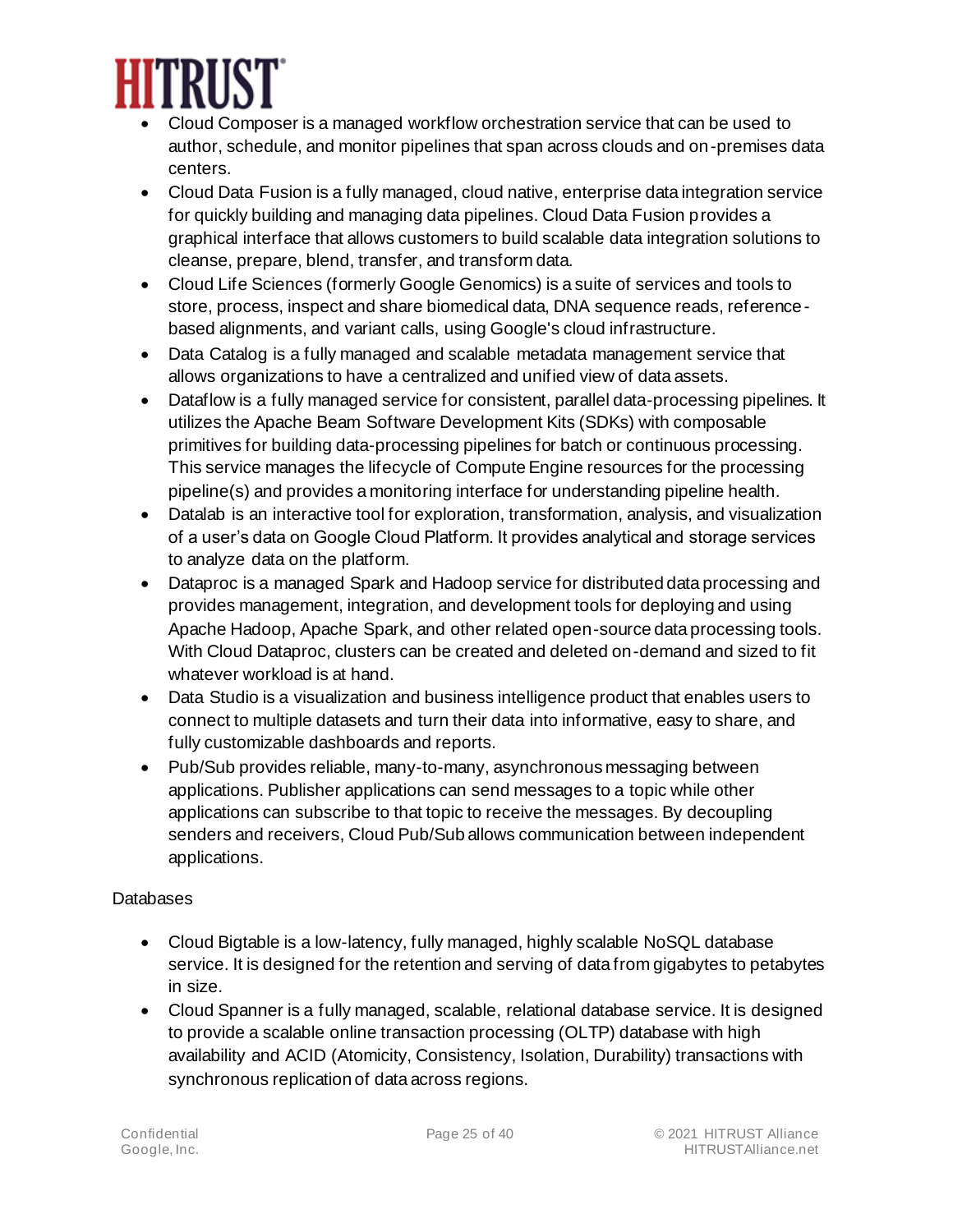- Cloud Composer is a managed workflow orchestration service that can be used to author, schedule, and monitor pipelines that span across clouds and on-premises data centers.
- Cloud Data Fusion is a fully managed, cloud native, enterprise data integration service for quickly building and managing data pipelines. Cloud Data Fusion provides a graphical interface that allows customers to build scalable data integration solutions to cleanse, prepare, blend, transfer, and transform data.
- Cloud Life Sciences (formerly Google Genomics) is a suite of services and tools to store, process, inspect and share biomedical data, DNA sequence reads, reference-based alignments, and variant calls, using Google's cloud infrastructure.
- Data Catalog is a fully managed and scalable metadata management service that allows organizations to have a centralized and unified view of data assets.
- Dataflow is a fully managed service for consistent, parallel data-processing pipelines. It utilizes the Apache Beam Software Development Kits (SDKs) with composable primitives for building data-processing pipelines for batch or continuous processing. This service manages the lifecycle of Compute Engine resources for the processing pipeline(s) and provides a monitoring interface for understanding pipeline health.
- Datalab is an interactive tool for exploration, transformation, analysis, and visualization of a user's data on Google Cloud Platform. It provides analytical and storage services to analyze data on the platform.
- Dataproc is a managed Spark and Hadoop service for distributed data processing and provides management, integration, and development tools for deploying and using Apache Hadoop, Apache Spark, and other related open-source data processing tools. With Cloud Dataproc, clusters can be created and deleted on-demand and sized to fit whatever workload is at hand.
- Data Studio is a visualization and business intelligence product that enables users to connect to multiple datasets and turn their data into informative, easy to share, and fully customizable dashboards and reports.
- Pub/Sub provides reliable, many-to-many, asynchronous messaging between applications. Publisher applications can send messages to a topic while other applications can subscribe to that topic to receive the messages. By decoupling senders and receivers, Cloud Pub/Sub allows communication between independent applications.

Databases

- Cloud Bigtable is a low-latency, fully managed, highly scalable NoSQL database service. It is designed for the retention and serving of data from gigabytes to petabytes in size.
- Cloud Spanner is a fully managed, scalable, relational database service. It is designed to provide a scalable online transaction processing (OLTP) database with high availability and ACID (Atomicity, Consistency, Isolation, Durability) transactions with synchronous replication of data across regions.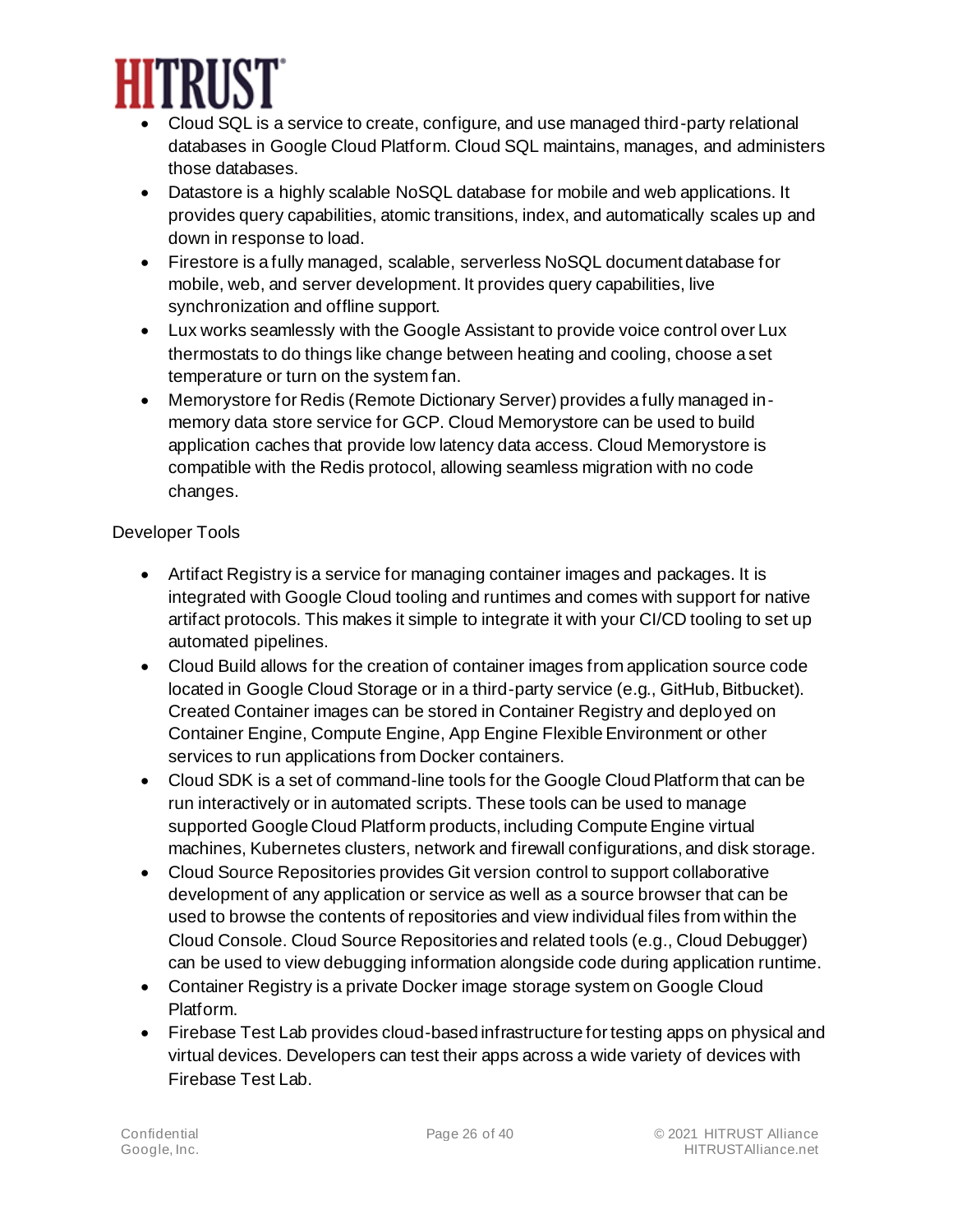- Cloud SQL is a service to create, configure, and use managed third-party relational databases in Google Cloud Platform. Cloud SQL maintains, manages, and administers those databases.
- Datastore is a highly scalable NoSQL database for mobile and web applications. It provides query capabilities, atomic transitions, index, and automatically scales up and down in response to load.
- Firestore is a fully managed, scalable, serverless NoSQL document database for mobile, web, and server development. It provides query capabilities, live synchronization and offline support.
- Lux works seamlessly with the Google Assistant to provide voice control over Lux thermostats to do things like change between heating and cooling, choose a set temperature or turn on the system fan.
- Memorystore for Redis (Remote Dictionary Server) provides a fully managed in-memory data store service for GCP. Cloud Memorystore can be used to build application caches that provide low latency data access. Cloud Memorystore is compatible with the Redis protocol, allowing seamless migration with no code changes.

Developer Tools

- Artifact Registry is a service for managing container images and packages. It is integrated with Google Cloud tooling and runtimes and comes with support for native artifact protocols. This makes it simple to integrate it with your CI/CD tooling to set up automated pipelines.
- Cloud Build allows for the creation of container images from application source code located in Google Cloud Storage or in a third-party service (e.g., GitHub, Bitbucket). Created Container images can be stored in Container Registry and deployed on Container Engine, Compute Engine, App Engine Flexible Environment or other services to run applications from Docker containers.
- Cloud SDK is a set of command-line tools for the Google Cloud Platform that can be run interactively or in automated scripts. These tools can be used to manage supported Google Cloud Platform products, including Compute Engine virtual machines, Kubernetes clusters, network and firewall configurations, and disk storage.
- Cloud Source Repositories provides Git version control to support collaborative development of any application or service as well as a source browser that can be used to browse the contents of repositories and view individual files from within the Cloud Console. Cloud Source Repositories and related tools (e.g., Cloud Debugger) can be used to view debugging information alongside code during application runtime.
- Container Registry is a private Docker image storage system on Google Cloud Platform.
- Firebase Test Lab provides cloud-based infrastructure for testing apps on physical and virtual devices. Developers can test their apps across a wide variety of devices with Firebase Test Lab.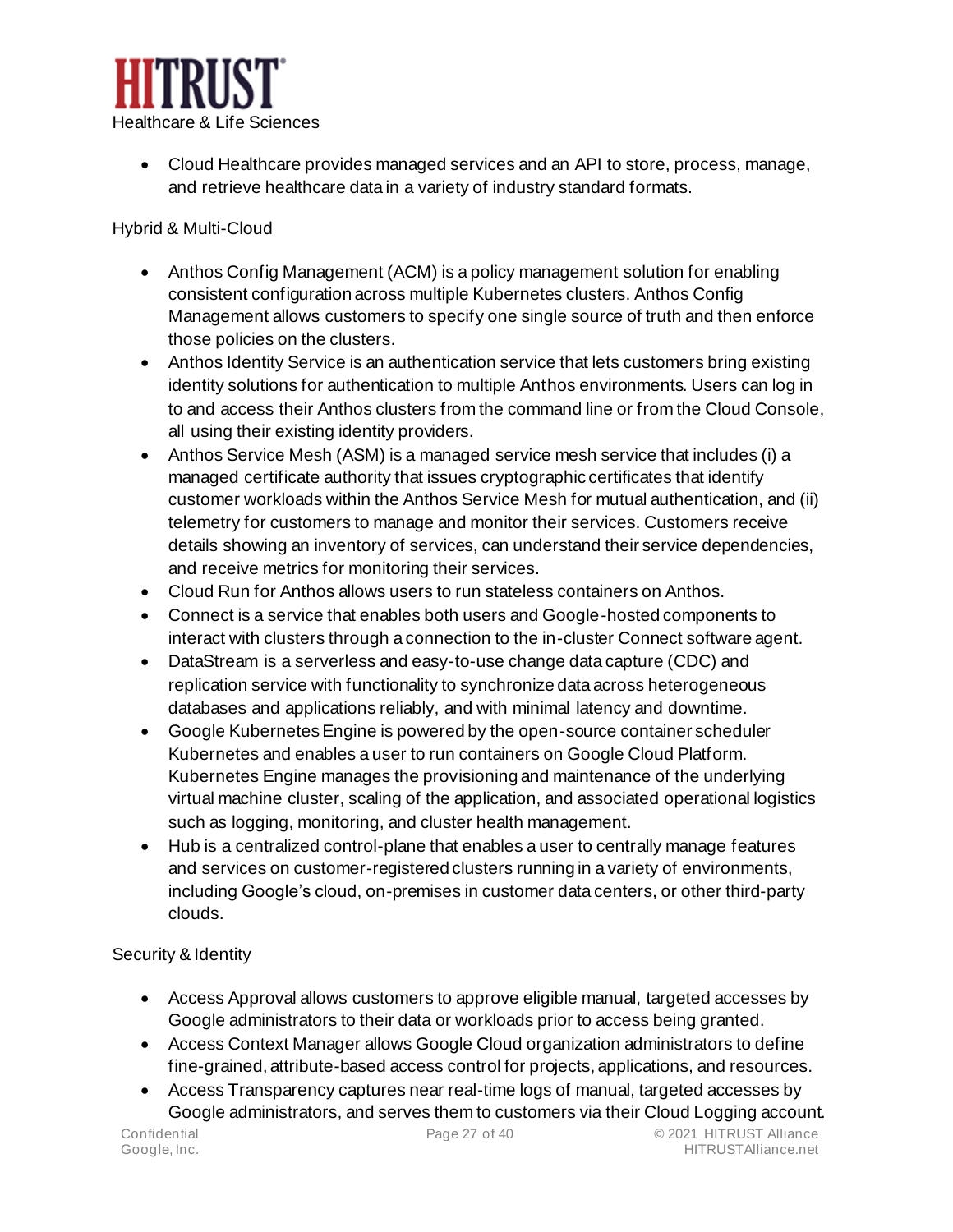- Cloud Healthcare provides managed services and an API to store, process, manage, and retrieve healthcare data in a variety of industry standard formats.

Hybrid & Multi-Cloud

- Anthos Config Management (ACM) is a policy management solution for enabling consistent configuration across multiple Kubernetes clusters. Anthos Config Management allows customers to specify one single source of truth and then enforce those policies on the clusters.
- Anthos Identity Service is an authentication service that lets customers bring existing identity solutions for authentication to multiple Anthos environments. Users can log in to and access their Anthos clusters from the command line or from the Cloud Console, all using their existing identity providers.
- Anthos Service Mesh (ASM) is a managed service mesh service that includes (i) a managed certificate authority that issues cryptographic certificates that identify customer workloads within the Anthos Service Mesh for mutual authentication, and (ii) telemetry for customers to manage and monitor their services. Customers receive details showing an inventory of services, can understand their service dependencies, and receive metrics for monitoring their services.
- Cloud Run for Anthos allows users to run stateless containers on Anthos.
- Connect is a service that enables both users and Google-hosted components to interact with clusters through a connection to the in-cluster Connect software agent.
- DataStream is a serverless and easy-to-use change data capture (CDC) and replication service with functionality to synchronize data across heterogeneous databases and applications reliably, and with minimal latency and downtime.
- Google Kubernetes Engine is powered by the open-source container scheduler Kubernetes and enables a user to run containers on Google Cloud Platform. Kubernetes Engine manages the provisioning and maintenance of the underlying virtual machine cluster, scaling of the application, and associated operational logistics such as logging, monitoring, and cluster health management.
- Hub is a centralized control-plane that enables a user to centrally manage features and services on customer-registered clusters running in a variety of environments, including Google's cloud, on-premises in customer data centers, or other third-party clouds.

Security & Identity

- Access Approval allows customers to approve eligible manual, targeted accesses by Google administrators to their data or workloads prior to access being granted.
- Access Context Manager allows Google Cloud organization administrators to define fine-grained, attribute-based access control for projects, applications, and resources.
- Access Transparency captures near real-time logs of manual, targeted accesses by Google administrators, and serves them to customers via their Cloud Logging account.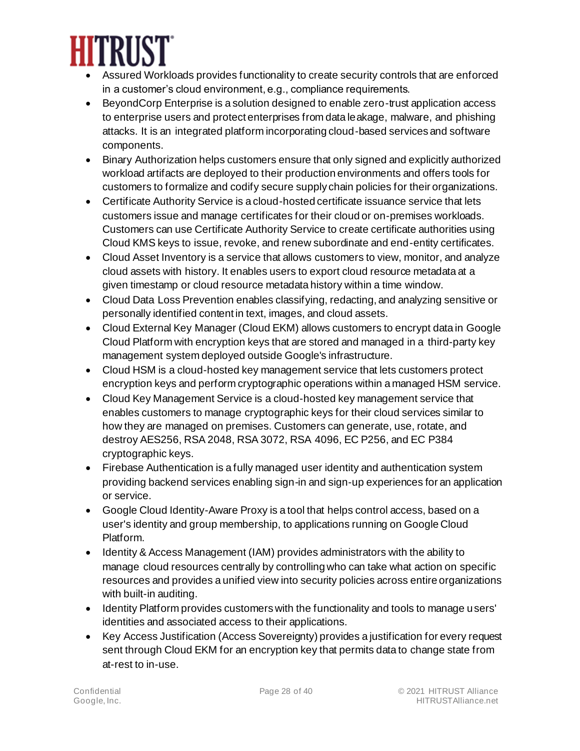- Assured Workloads provides functionality to create security controls that are enforced in a customer's cloud environment, e.g., compliance requirements.
- BeyondCorp Enterprise is a solution designed to enable zero-trust application access to enterprise users and protect enterprises from data leakage, malware, and phishing attacks. It is an integrated platform incorporating cloud-based services and software components.
- Binary Authorization helps customers ensure that only signed and explicitly authorized workload artifacts are deployed to their production environments and offers tools for customers to formalize and codify secure supply chain policies for their organizations.
- Certificate Authority Service is a cloud-hosted certificate issuance service that lets customers issue and manage certificates for their cloud or on-premises workloads. Customers can use Certificate Authority Service to create certificate authorities using Cloud KMS keys to issue, revoke, and renew subordinate and end-entity certificates.
- Cloud Asset Inventory is a service that allows customers to view, monitor, and analyze cloud assets with history. It enables users to export cloud resource metadata at a given timestamp or cloud resource metadata history within a time window.
- Cloud Data Loss Prevention enables classifying, redacting, and analyzing sensitive or personally identified content in text, images, and cloud assets.
- Cloud External Key Manager (Cloud EKM) allows customers to encrypt data in Google Cloud Platform with encryption keys that are stored and managed in a third-party key management system deployed outside Google's infrastructure.
- Cloud HSM is a cloud-hosted key management service that lets customers protect encryption keys and perform cryptographic operations within a managed HSM service.
- Cloud Key Management Service is a cloud-hosted key management service that enables customers to manage cryptographic keys for their cloud services similar to how they are managed on premises. Customers can generate, use, rotate, and destroy AES256, RSA 2048, RSA 3072, RSA 4096, EC P256, and EC P384 cryptographic keys.
- Firebase Authentication is a fully managed user identity and authentication system providing backend services enabling sign-in and sign-up experiences for an application or service.
- Google Cloud Identity-Aware Proxy is a tool that helps control access, based on a user's identity and group membership, to applications running on Google Cloud Platform.
- Identity & Access Management (IAM) provides administrators with the ability to manage cloud resources centrally by controlling who can take what action on specific resources and provides a unified view into security policies across entire organizations with built-in auditing.
- Identity Platform provides customers with the functionality and tools to manage users' identities and associated access to their applications.
- Key Access Justification (Access Sovereignty) provides a justification for every request sent through Cloud EKM for an encryption key that permits data to change state from at-rest to in-use.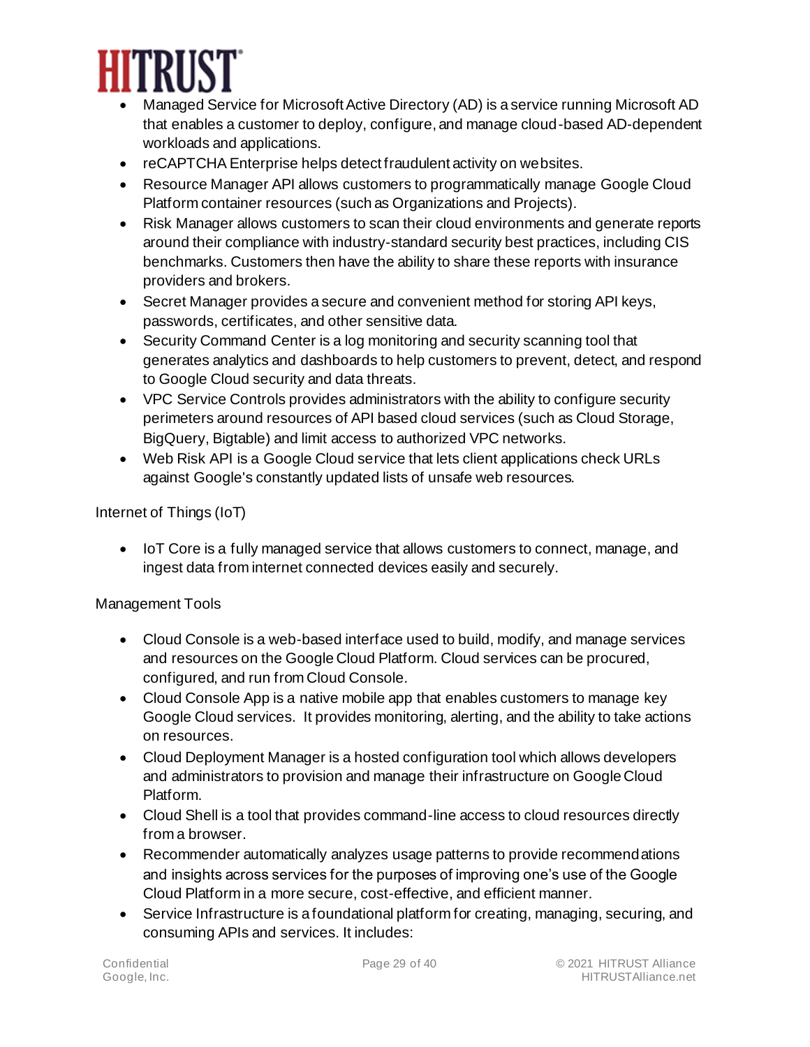- Managed Service for Microsoft Active Directory (AD) is a service running Microsoft AD that enables a customer to deploy, configure, and manage cloud-based AD-dependent workloads and applications.
- reCAPTCHA Enterprise helps detect fraudulent activity on websites.
- Resource Manager API allows customers to programmatically manage Google Cloud Platform container resources (such as Organizations and Projects).
- Risk Manager allows customers to scan their cloud environments and generate reports around their compliance with industry-standard security best practices, including CIS benchmarks. Customers then have the ability to share these reports with insurance providers and brokers.
- Secret Manager provides a secure and convenient method for storing API keys, passwords, certificates, and other sensitive data.
- Security Command Center is a log monitoring and security scanning tool that generates analytics and dashboards to help customers to prevent, detect, and respond to Google Cloud security and data threats.
- VPC Service Controls provides administrators with the ability to configure security perimeters around resources of API based cloud services (such as Cloud Storage, BigQuery, Bigtable) and limit access to authorized VPC networks.
- Web Risk API is a Google Cloud service that lets client applications check URLs against Google's constantly updated lists of unsafe web resources.

Internet of Things (IoT)

- IoT Core is a fully managed service that allows customers to connect, manage, and ingest data from internet connected devices easily and securely.

Management Tools

- Cloud Console is a web-based interface used to build, modify, and manage services and resources on the Google Cloud Platform. Cloud services can be procured, configured, and run from Cloud Console.
- Cloud Console App is a native mobile app that enables customers to manage key Google Cloud services. It provides monitoring, alerting, and the ability to take actions on resources.
- Cloud Deployment Manager is a hosted configuration tool which allows developers and administrators to provision and manage their infrastructure on Google Cloud Platform.
- Cloud Shell is a tool that provides command-line access to cloud resources directly from a browser.
- Recommender automatically analyzes usage patterns to provide recommendations and insights across services for the purposes of improving one's use of the Google Cloud Platform in a more secure, cost-effective, and efficient manner.
- Service Infrastructure is a foundational platform for creating, managing, securing, and consuming APIs and services. It includes: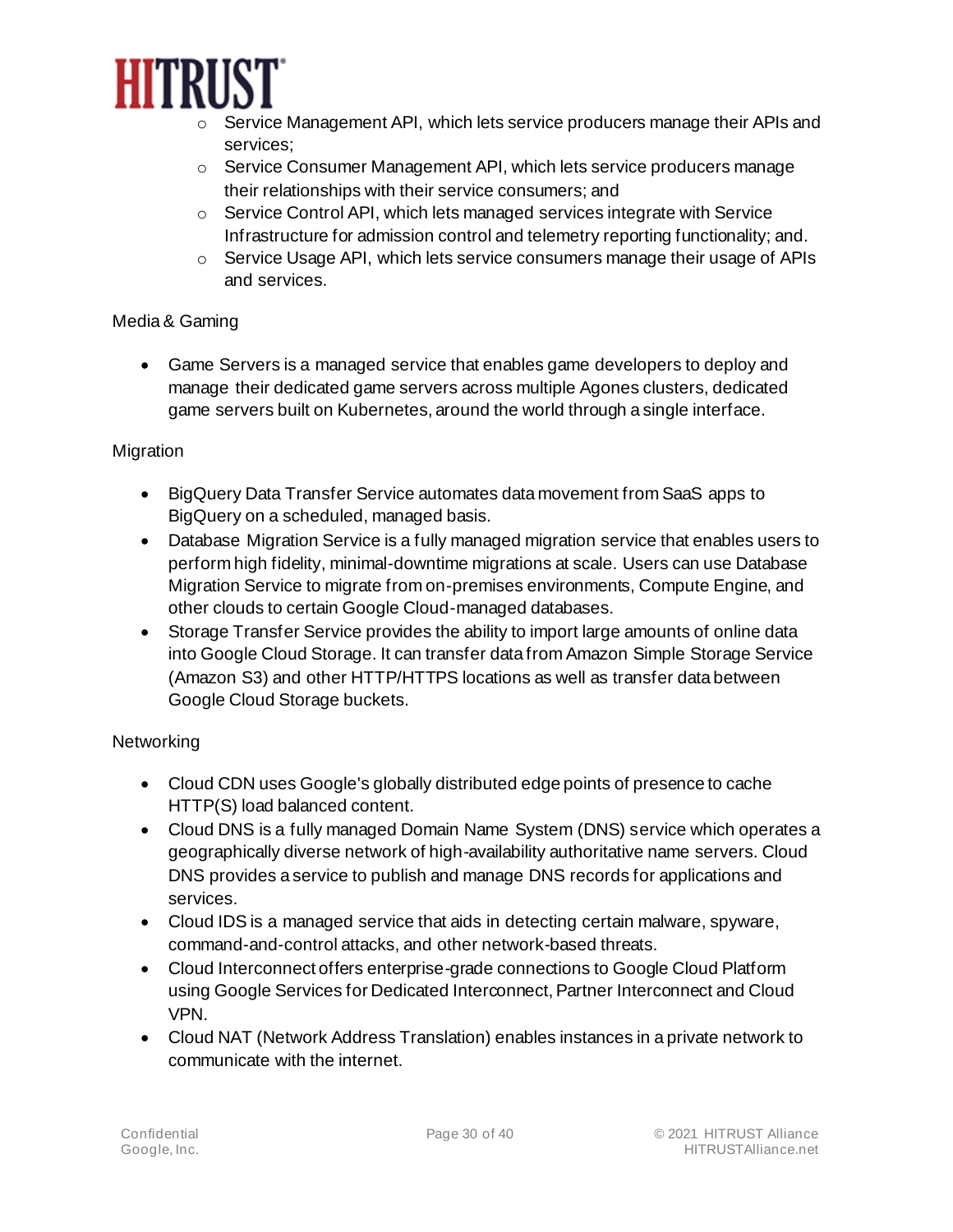- Service Management API, which lets service producers manage their APIs and services;
    - Service Consumer Management API, which lets service producers manage their relationships with their service consumers; and
    - Service Control API, which lets managed services integrate with Service Infrastructure for admission control and telemetry reporting functionality; and.
    - Service Usage API, which lets service consumers manage their usage of APIs and services.

Media & Gaming

- Game Servers is a managed service that enables game developers to deploy and manage their dedicated game servers across multiple Agones clusters, dedicated game servers built on Kubernetes, around the world through a single interface.

Migration

- BigQuery Data Transfer Service automates data movement from SaaS apps to BigQuery on a scheduled, managed basis.
- Database Migration Service is a fully managed migration service that enables users to perform high fidelity, minimal-downtime migrations at scale. Users can use Database Migration Service to migrate from on-premises environments, Compute Engine, and other clouds to certain Google Cloud-managed databases.
- Storage Transfer Service provides the ability to import large amounts of online data into Google Cloud Storage. It can transfer data from Amazon Simple Storage Service (Amazon S3) and other HTTP/HTTPS locations as well as transfer data between Google Cloud Storage buckets.

Networking

- Cloud CDN uses Google's globally distributed edge points of presence to cache HTTP(S) load balanced content.
- Cloud DNS is a fully managed Domain Name System (DNS) service which operates a geographically diverse network of high-availability authoritative name servers. Cloud DNS provides a service to publish and manage DNS records for applications and services.
- Cloud IDS is a managed service that aids in detecting certain malware, spyware, command-and-control attacks, and other network-based threats.
- Cloud Interconnect offers enterprise-grade connections to Google Cloud Platform using Google Services for Dedicated Interconnect, Partner Interconnect and Cloud VPN.
- Cloud NAT (Network Address Translation) enables instances in a private network to communicate with the internet.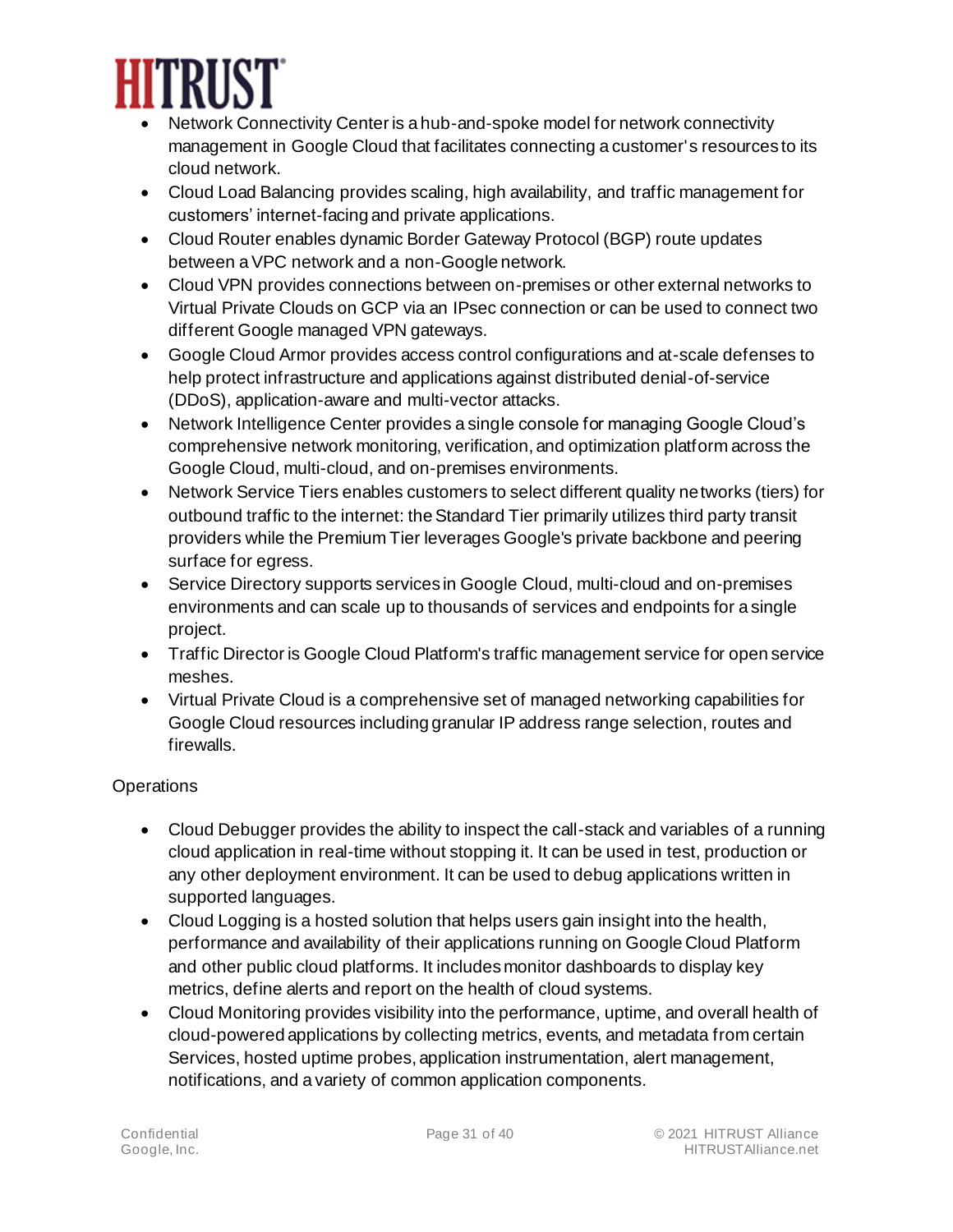- Network Connectivity Center is a hub-and-spoke model for network connectivity management in Google Cloud that facilitates connecting a customer's resources to its cloud network.
- Cloud Load Balancing provides scaling, high availability, and traffic management for customers' internet-facing and private applications.
- Cloud Router enables dynamic Border Gateway Protocol (BGP) route updates between a VPC network and a non-Google network.
- Cloud VPN provides connections between on-premises or other external networks to Virtual Private Clouds on GCP via an IPsec connection or can be used to connect two different Google managed VPN gateways.
- Google Cloud Armor provides access control configurations and at-scale defenses to help protect infrastructure and applications against distributed denial-of-service (DDoS), application-aware and multi-vector attacks.
- Network Intelligence Center provides a single console for managing Google Cloud's comprehensive network monitoring, verification, and optimization platform across the Google Cloud, multi-cloud, and on-premises environments.
- Network Service Tiers enables customers to select different quality networks (tiers) for outbound traffic to the internet: the Standard Tier primarily utilizes third party transit providers while the Premium Tier leverages Google's private backbone and peering surface for egress.
- Service Directory supports services in Google Cloud, multi-cloud and on-premises environments and can scale up to thousands of services and endpoints for a single project.
- Traffic Director is Google Cloud Platform's traffic management service for open service meshes.
- Virtual Private Cloud is a comprehensive set of managed networking capabilities for Google Cloud resources including granular IP address range selection, routes and firewalls.

Operations

- Cloud Debugger provides the ability to inspect the call-stack and variables of a running cloud application in real-time without stopping it. It can be used in test, production or any other deployment environment. It can be used to debug applications written in supported languages.
- Cloud Logging is a hosted solution that helps users gain insight into the health, performance and availability of their applications running on Google Cloud Platform and other public cloud platforms. It includes monitor dashboards to display key metrics, define alerts and report on the health of cloud systems.
- Cloud Monitoring provides visibility into the performance, uptime, and overall health of cloud-powered applications by collecting metrics, events, and metadata from certain Services, hosted uptime probes, application instrumentation, alert management, notifications, and a variety of common application components.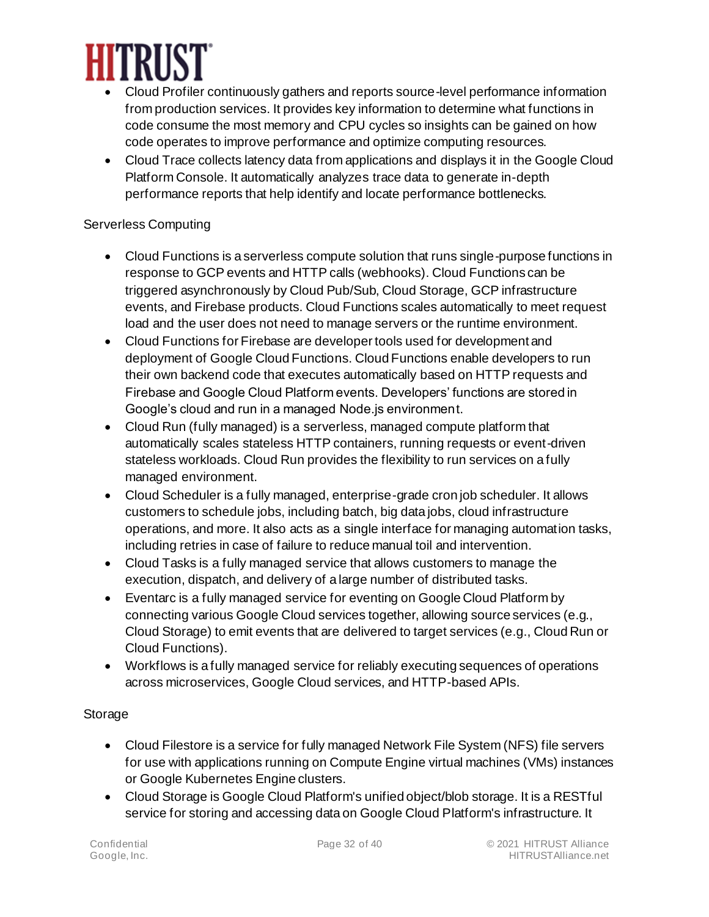- Cloud Profiler continuously gathers and reports source-level performance information from production services. It provides key information to determine what functions in code consume the most memory and CPU cycles so insights can be gained on how code operates to improve performance and optimize computing resources.
- Cloud Trace collects latency data from applications and displays it in the Google Cloud Platform Console. It automatically analyzes trace data to generate in-depth performance reports that help identify and locate performance bottlenecks.

Serverless Computing

- Cloud Functions is a serverless compute solution that runs single-purpose functions in response to GCP events and HTTP calls (webhooks). Cloud Functions can be triggered asynchronously by Cloud Pub/Sub, Cloud Storage, GCP infrastructure events, and Firebase products. Cloud Functions scales automatically to meet request load and the user does not need to manage servers or the runtime environment.
- Cloud Functions for Firebase are developer tools used for development and deployment of Google Cloud Functions. Cloud Functions enable developers to run their own backend code that executes automatically based on HTTP requests and Firebase and Google Cloud Platform events. Developers' functions are stored in Google's cloud and run in a managed Node.js environment.
- Cloud Run (fully managed) is a serverless, managed compute platform that automatically scales stateless HTTP containers, running requests or event-driven stateless workloads. Cloud Run provides the flexibility to run services on a fully managed environment.
- Cloud Scheduler is a fully managed, enterprise-grade cron job scheduler. It allows customers to schedule jobs, including batch, big data jobs, cloud infrastructure operations, and more. It also acts as a single interface for managing automation tasks, including retries in case of failure to reduce manual toil and intervention.
- Cloud Tasks is a fully managed service that allows customers to manage the execution, dispatch, and delivery of a large number of distributed tasks.
- Eventarc is a fully managed service for eventing on Google Cloud Platform by connecting various Google Cloud services together, allowing source services (e.g., Cloud Storage) to emit events that are delivered to target services (e.g., Cloud Run or Cloud Functions).
- Workflows is a fully managed service for reliably executing sequences of operations across microservices, Google Cloud services, and HTTP-based APIs.

Storage

- Cloud Filestore is a service for fully managed Network File System (NFS) file servers for use with applications running on Compute Engine virtual machines (VMs) instances or Google Kubernetes Engine clusters.
- Cloud Storage is Google Cloud Platform's unified object/blob storage. It is a RESTful service for storing and accessing data on Google Cloud Platform's infrastructure. It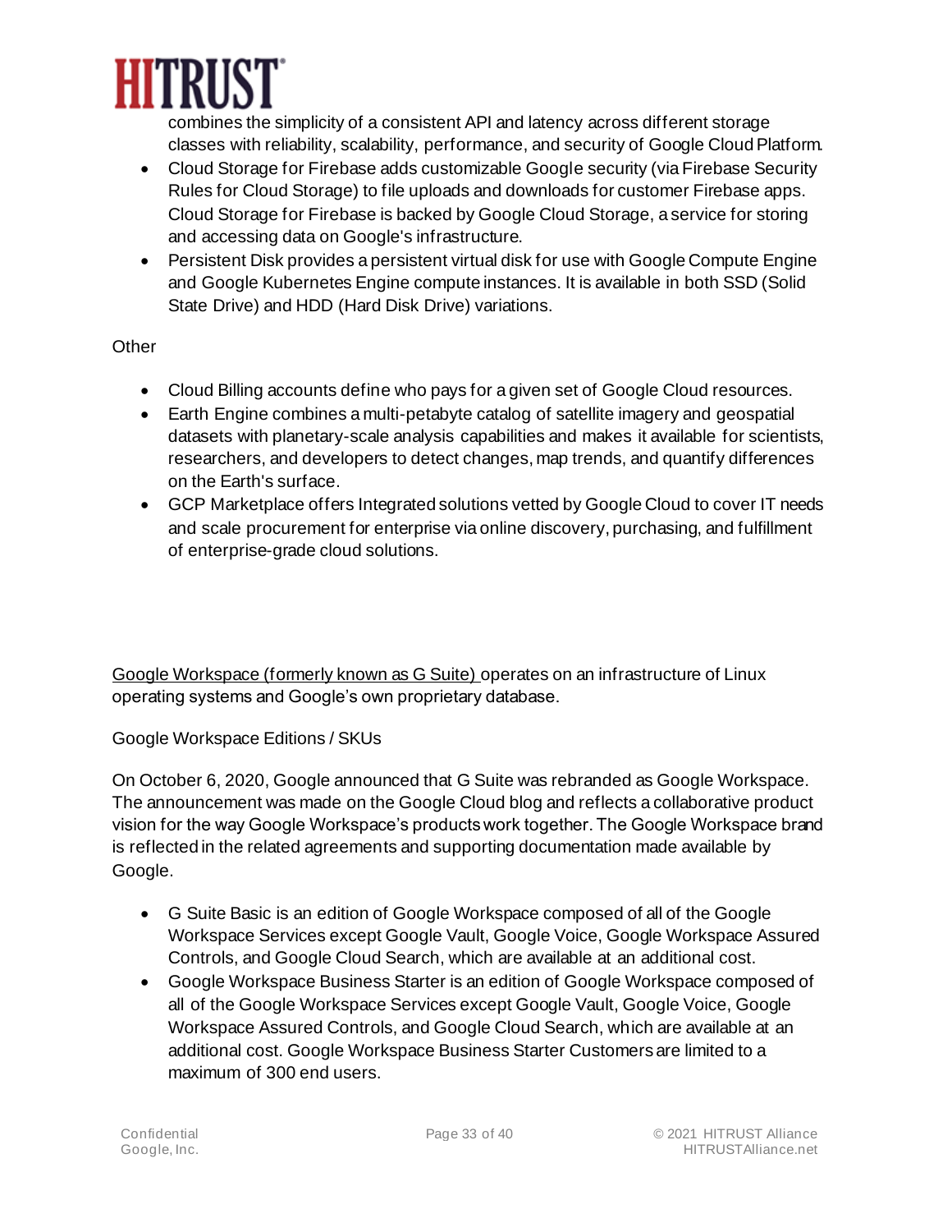combines the simplicity of a consistent API and latency across different storage classes with reliability, scalability, performance, and security of Google Cloud Platform.

- Cloud Storage for Firebase adds customizable Google security (via Firebase Security Rules for Cloud Storage) to file uploads and downloads for customer Firebase apps. Cloud Storage for Firebase is backed by Google Cloud Storage, a service for storing and accessing data on Google's infrastructure.
- Persistent Disk provides a persistent virtual disk for use with Google Compute Engine and Google Kubernetes Engine compute instances. It is available in both SSD (Solid State Drive) and HDD (Hard Disk Drive) variations.

Other

- Cloud Billing accounts define who pays for a given set of Google Cloud resources.
- Earth Engine combines a multi-petabyte catalog of satellite imagery and geospatial datasets with planetary-scale analysis capabilities and makes it available for scientists, researchers, and developers to detect changes, map trends, and quantify differences on the Earth's surface.
- GCP Marketplace offers Integrated solutions vetted by Google Cloud to cover IT needs and scale procurement for enterprise via online discovery, purchasing, and fulfillment of enterprise-grade cloud solutions.

Google Workspace (formerly known as G Suite) operates on an infrastructure of Linux operating systems and Google's own proprietary database.

Google Workspace Editions / SKUs

On October 6, 2020, Google announced that G Suite was rebranded as Google Workspace. The announcement was made on the Google Cloud blog and reflects a collaborative product vision for the way Google Workspace's products work together. The Google Workspace brand is reflected in the related agreements and supporting documentation made available by Google.

- G Suite Basic is an edition of Google Workspace composed of all of the Google Workspace Services except Google Vault, Google Voice, Google Workspace Assured Controls, and Google Cloud Search, which are available at an additional cost.
- Google Workspace Business Starter is an edition of Google Workspace composed of all of the Google Workspace Services except Google Vault, Google Voice, Google Workspace Assured Controls, and Google Cloud Search, which are available at an additional cost. Google Workspace Business Starter Customers are limited to a maximum of 300 end users.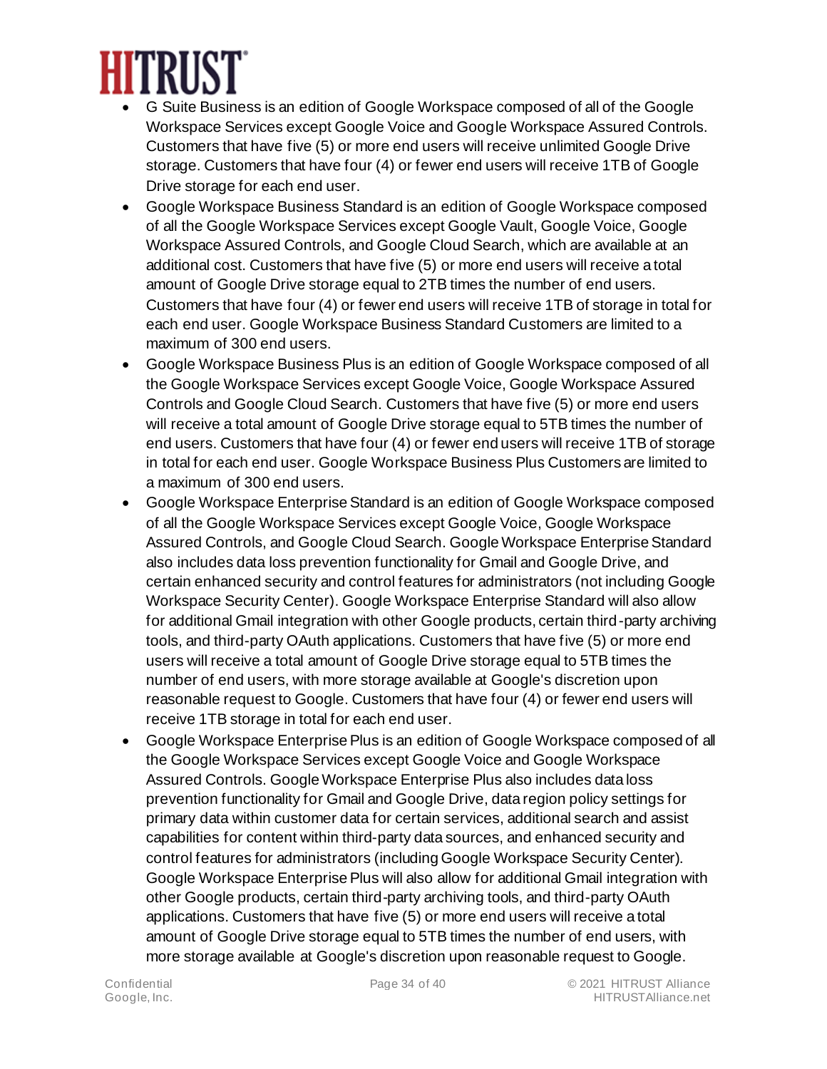- G Suite Business is an edition of Google Workspace composed of all of the Google Workspace Services except Google Voice and Google Workspace Assured Controls. Customers that have five (5) or more end users will receive unlimited Google Drive storage. Customers that have four (4) or fewer end users will receive 1TB of Google Drive storage for each end user.
- Google Workspace Business Standard is an edition of Google Workspace composed of all the Google Workspace Services except Google Vault, Google Voice, Google Workspace Assured Controls, and Google Cloud Search, which are available at an additional cost. Customers that have five (5) or more end users will receive a total amount of Google Drive storage equal to 2TB times the number of end users. Customers that have four (4) or fewer end users will receive 1TB of storage in total for each end user. Google Workspace Business Standard Customers are limited to a maximum of 300 end users.
- Google Workspace Business Plus is an edition of Google Workspace composed of all the Google Workspace Services except Google Voice, Google Workspace Assured Controls and Google Cloud Search. Customers that have five (5) or more end users will receive a total amount of Google Drive storage equal to 5TB times the number of end users. Customers that have four (4) or fewer end users will receive 1TB of storage in total for each end user. Google Workspace Business Plus Customers are limited to a maximum of 300 end users.
- Google Workspace Enterprise Standard is an edition of Google Workspace composed of all the Google Workspace Services except Google Voice, Google Workspace Assured Controls, and Google Cloud Search. Google Workspace Enterprise Standard also includes data loss prevention functionality for Gmail and Google Drive, and certain enhanced security and control features for administrators (not including Google Workspace Security Center). Google Workspace Enterprise Standard will also allow for additional Gmail integration with other Google products, certain third-party archiving tools, and third-party OAuth applications. Customers that have five (5) or more end users will receive a total amount of Google Drive storage equal to 5TB times the number of end users, with more storage available at Google's discretion upon reasonable request to Google. Customers that have four (4) or fewer end users will receive 1TB storage in total for each end user.
- Google Workspace Enterprise Plus is an edition of Google Workspace composed of all the Google Workspace Services except Google Voice and Google Workspace Assured Controls. Google Workspace Enterprise Plus also includes data loss prevention functionality for Gmail and Google Drive, data region policy settings for primary data within customer data for certain services, additional search and assist capabilities for content within third-party data sources, and enhanced security and control features for administrators (including Google Workspace Security Center). Google Workspace Enterprise Plus will also allow for additional Gmail integration with other Google products, certain third-party archiving tools, and third-party OAuth applications. Customers that have five (5) or more end users will receive a total amount of Google Drive storage equal to 5TB times the number of end users, with more storage available at Google's discretion upon reasonable request to Google.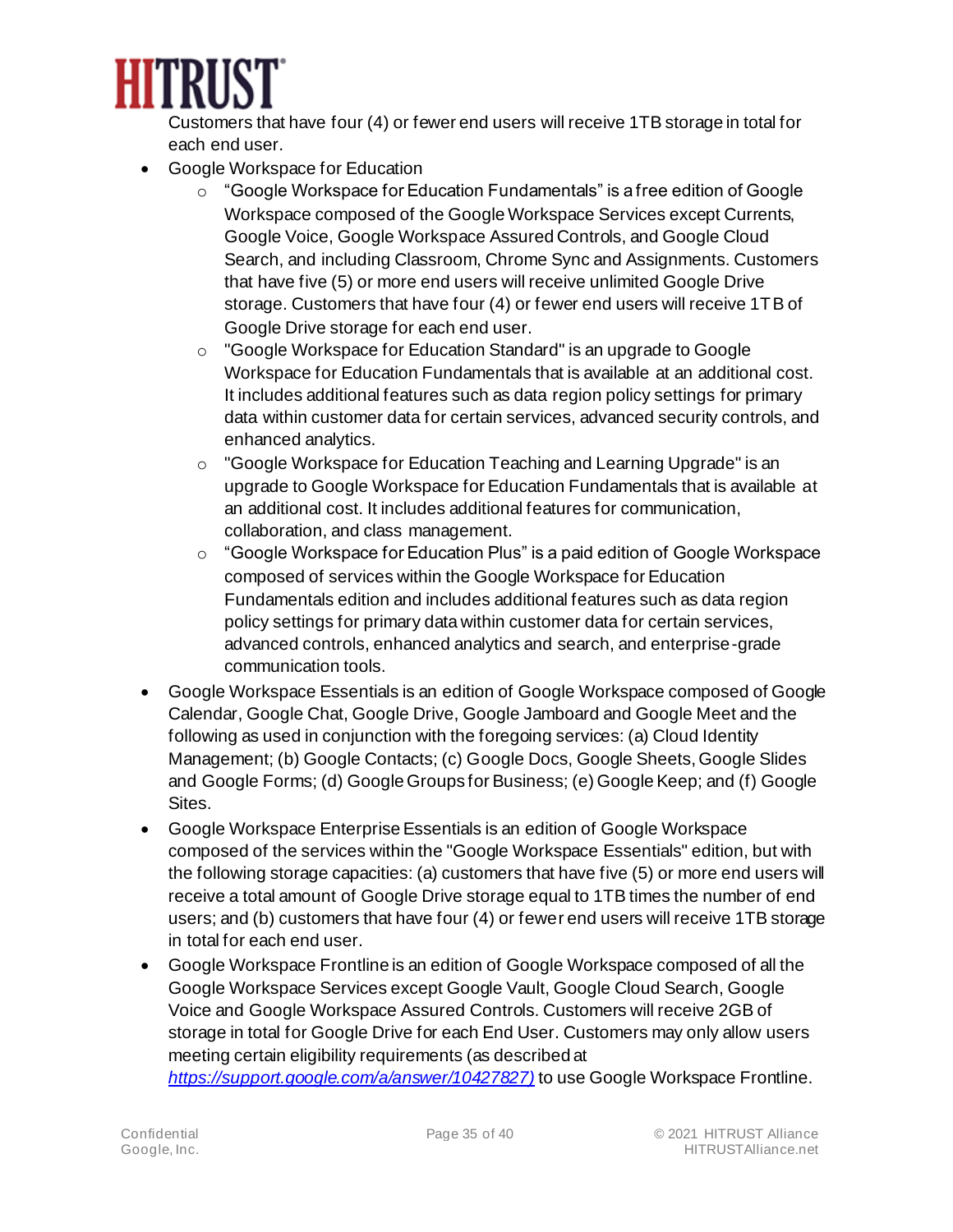Customers that have four (4) or fewer end users will receive 1TB storage in total for each end user.

- Google Workspace for Education
    - "Google Workspace for Education Fundamentals" is a free edition of Google Workspace composed of the Google Workspace Services except Currents, Google Voice, Google Workspace Assured Controls, and Google Cloud Search, and including Classroom, Chrome Sync and Assignments. Customers that have five (5) or more end users will receive unlimited Google Drive storage. Customers that have four (4) or fewer end users will receive 1TB of Google Drive storage for each end user.
    - "Google Workspace for Education Standard" is an upgrade to Google Workspace for Education Fundamentals that is available at an additional cost. It includes additional features such as data region policy settings for primary data within customer data for certain services, advanced security controls, and enhanced analytics.
    - "Google Workspace for Education Teaching and Learning Upgrade" is an upgrade to Google Workspace for Education Fundamentals that is available at an additional cost. It includes additional features for communication, collaboration, and class management.
    - "Google Workspace for Education Plus" is a paid edition of Google Workspace composed of services within the Google Workspace for Education Fundamentals edition and includes additional features such as data region policy settings for primary data within customer data for certain services, advanced controls, enhanced analytics and search, and enterprise-grade communication tools.
- Google Workspace Essentials is an edition of Google Workspace composed of Google Calendar, Google Chat, Google Drive, Google Jamboard and Google Meet and the following as used in conjunction with the foregoing services: (a) Cloud Identity Management; (b) Google Contacts; (c) Google Docs, Google Sheets, Google Slides and Google Forms; (d) Google Groups for Business; (e) Google Keep; and (f) Google Sites.
- Google Workspace Enterprise Essentials is an edition of Google Workspace composed of the services within the "Google Workspace Essentials" edition, but with the following storage capacities: (a) customers that have five (5) or more end users will receive a total amount of Google Drive storage equal to 1TB times the number of end users; and (b) customers that have four (4) or fewer end users will receive 1TB storage in total for each end user.
- Google Workspace Frontline is an edition of Google Workspace composed of all the Google Workspace Services except Google Vault, Google Cloud Search, Google Voice and Google Workspace Assured Controls. Customers will receive 2GB of storage in total for Google Drive for each End User. Customers may only allow users meeting certain eligibility requirements (as described at *https://support.google.com/a/answer/10427827)* to use Google Workspace Frontline.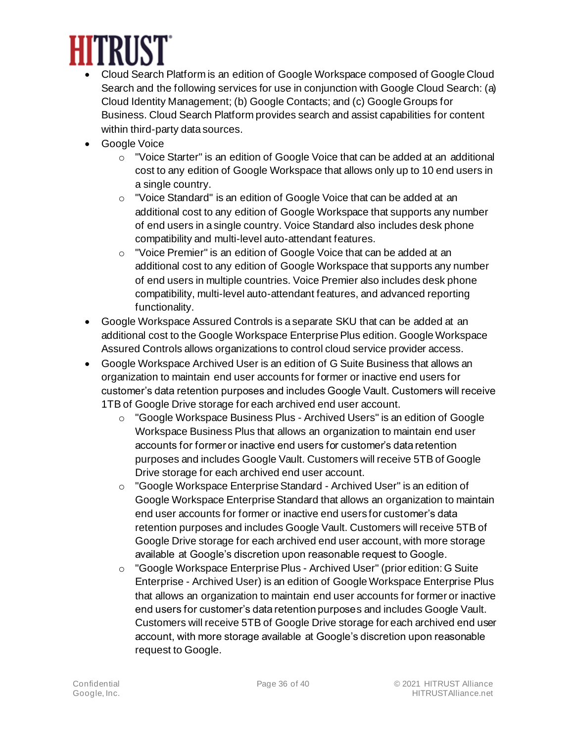- Cloud Search Platform is an edition of Google Workspace composed of Google Cloud Search and the following services for use in conjunction with Google Cloud Search: (a) Cloud Identity Management; (b) Google Contacts; and (c) Google Groups for Business. Cloud Search Platform provides search and assist capabilities for content within third-party data sources.
- Google Voice
  - "Voice Starter" is an edition of Google Voice that can be added at an additional cost to any edition of Google Workspace that allows only up to 10 end users in a single country.
  - "Voice Standard" is an edition of Google Voice that can be added at an additional cost to any edition of Google Workspace that supports any number of end users in a single country. Voice Standard also includes desk phone compatibility and multi-level auto-attendant features.
  - "Voice Premier" is an edition of Google Voice that can be added at an additional cost to any edition of Google Workspace that supports any number of end users in multiple countries. Voice Premier also includes desk phone compatibility, multi-level auto-attendant features, and advanced reporting functionality.
- Google Workspace Assured Controls is a separate SKU that can be added at an additional cost to the Google Workspace Enterprise Plus edition. Google Workspace Assured Controls allows organizations to control cloud service provider access.
- Google Workspace Archived User is an edition of G Suite Business that allows an organization to maintain end user accounts for former or inactive end users for customer's data retention purposes and includes Google Vault. Customers will receive 1TB of Google Drive storage for each archived end user account.
  - "Google Workspace Business Plus - Archived Users" is an edition of Google Workspace Business Plus that allows an organization to maintain end user accounts for former or inactive end users for customer's data retention purposes and includes Google Vault. Customers will receive 5TB of Google Drive storage for each archived end user account.
  - "Google Workspace Enterprise Standard - Archived User" is an edition of Google Workspace Enterprise Standard that allows an organization to maintain end user accounts for former or inactive end users for customer's data retention purposes and includes Google Vault. Customers will receive 5TB of Google Drive storage for each archived end user account, with more storage available at Google's discretion upon reasonable request to Google.
  - "Google Workspace Enterprise Plus - Archived User" (prior edition: G Suite Enterprise - Archived User) is an edition of Google Workspace Enterprise Plus that allows an organization to maintain end user accounts for former or inactive end users for customer's data retention purposes and includes Google Vault. Customers will receive 5TB of Google Drive storage for each archived end user account, with more storage available at Google's discretion upon reasonable request to Google.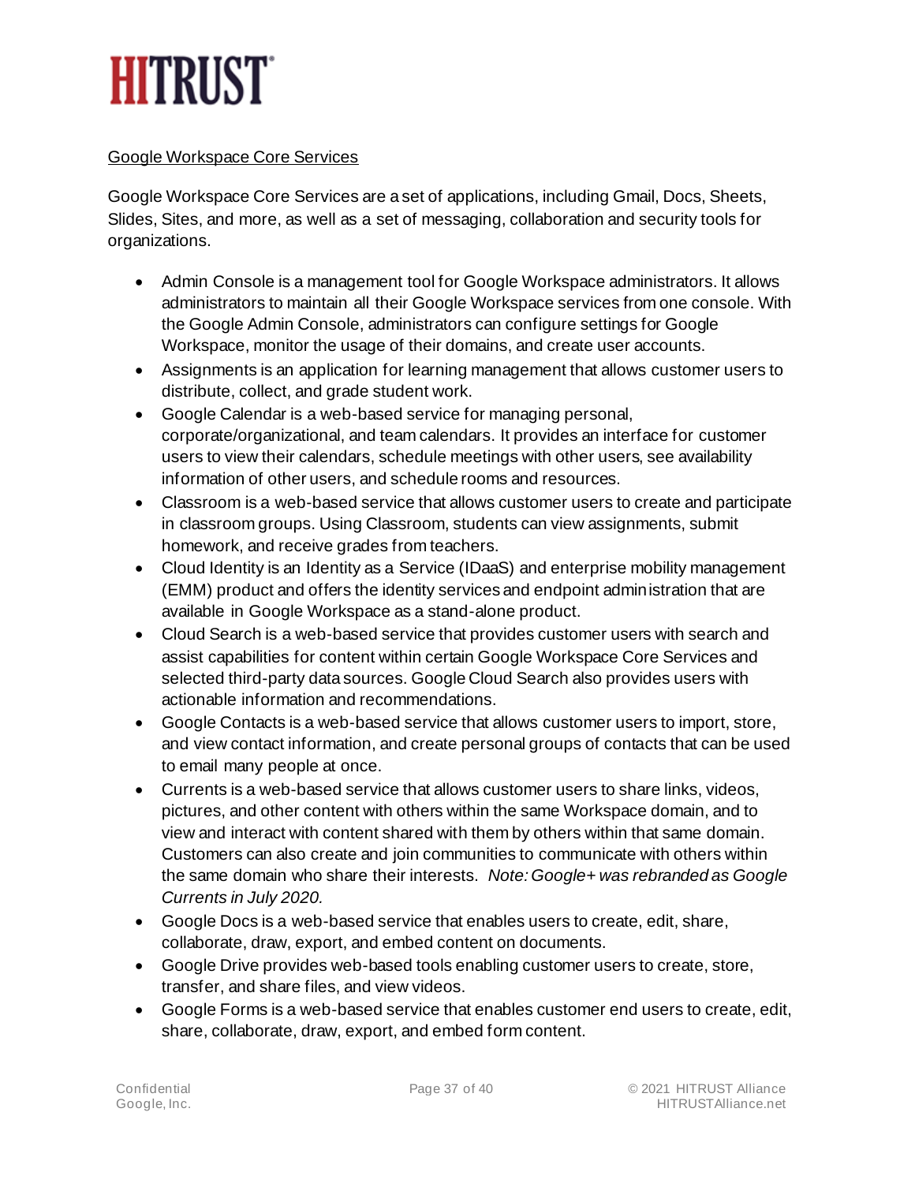Google Workspace Core Services

Google Workspace Core Services are a set of applications, including Gmail, Docs, Sheets, Slides, Sites, and more, as well as a set of messaging, collaboration and security tools for organizations.

- Admin Console is a management tool for Google Workspace administrators. It allows administrators to maintain all their Google Workspace services from one console. With the Google Admin Console, administrators can configure settings for Google Workspace, monitor the usage of their domains, and create user accounts.
- Assignments is an application for learning management that allows customer users to distribute, collect, and grade student work.
- Google Calendar is a web-based service for managing personal, corporate/organizational, and team calendars. It provides an interface for customer users to view their calendars, schedule meetings with other users, see availability information of other users, and schedule rooms and resources.
- Classroom is a web-based service that allows customer users to create and participate in classroom groups. Using Classroom, students can view assignments, submit homework, and receive grades from teachers.
- Cloud Identity is an Identity as a Service (IDaaS) and enterprise mobility management (EMM) product and offers the identity services and endpoint administration that are available in Google Workspace as a stand-alone product.
- Cloud Search is a web-based service that provides customer users with search and assist capabilities for content within certain Google Workspace Core Services and selected third-party data sources. Google Cloud Search also provides users with actionable information and recommendations.
- Google Contacts is a web-based service that allows customer users to import, store, and view contact information, and create personal groups of contacts that can be used to email many people at once.
- Currents is a web-based service that allows customer users to share links, videos, pictures, and other content with others within the same Workspace domain, and to view and interact with content shared with them by others within that same domain. Customers can also create and join communities to communicate with others within the same domain who share their interests. *Note: Google+ was rebranded as Google Currents in July 2020.*
- Google Docs is a web-based service that enables users to create, edit, share, collaborate, draw, export, and embed content on documents.
- Google Drive provides web-based tools enabling customer users to create, store, transfer, and share files, and view videos.
- Google Forms is a web-based service that enables customer end users to create, edit, share, collaborate, draw, export, and embed form content.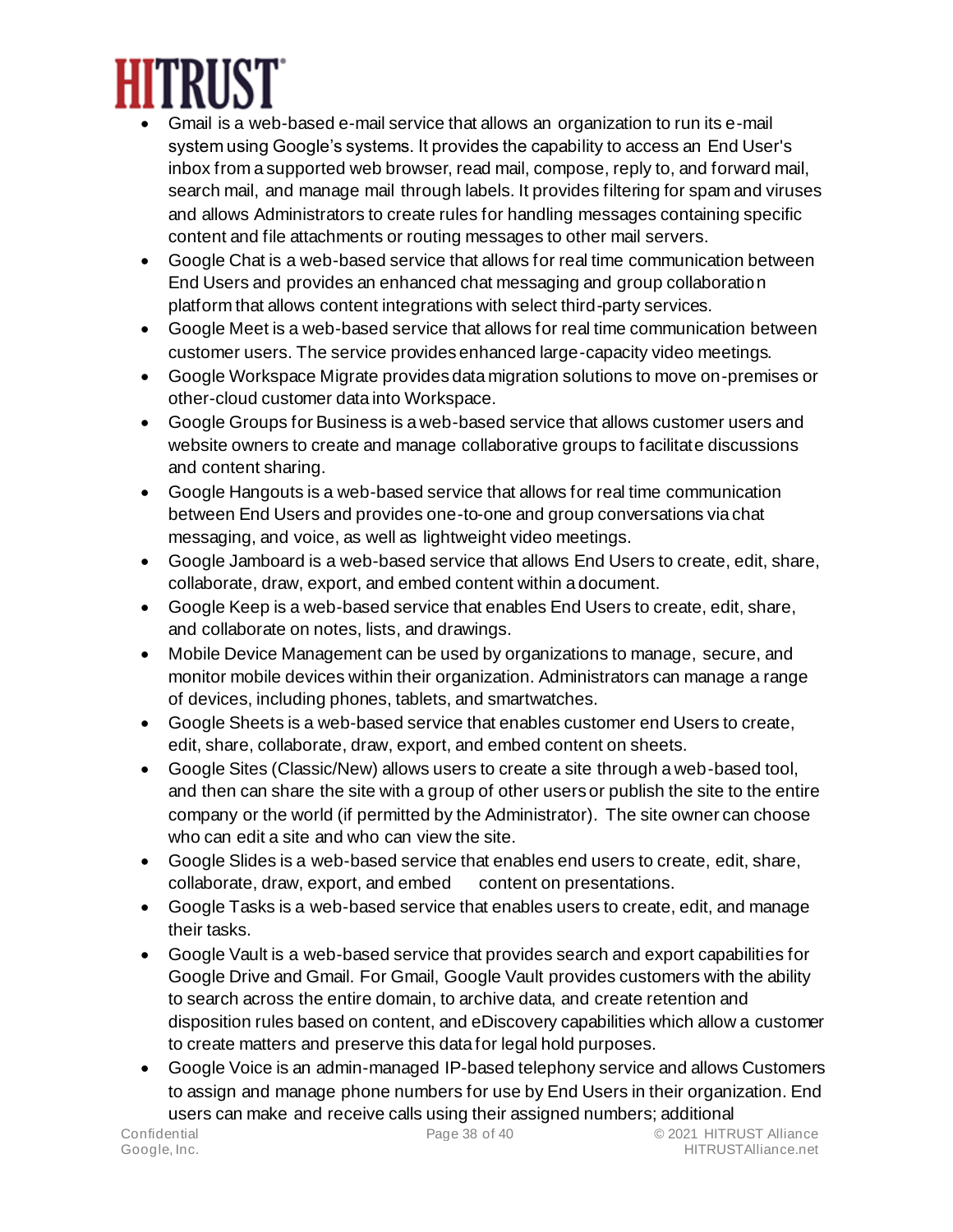- Gmail is a web-based e-mail service that allows an organization to run its e-mail system using Google's systems. It provides the capability to access an End User's inbox from a supported web browser, read mail, compose, reply to, and forward mail, search mail, and manage mail through labels. It provides filtering for spam and viruses and allows Administrators to create rules for handling messages containing specific content and file attachments or routing messages to other mail servers.
- Google Chat is a web-based service that allows for real time communication between End Users and provides an enhanced chat messaging and group collaboration platform that allows content integrations with select third-party services.
- Google Meet is a web-based service that allows for real time communication between customer users. The service provides enhanced large-capacity video meetings.
- Google Workspace Migrate provides data migration solutions to move on-premises or other-cloud customer data into Workspace.
- Google Groups for Business is a web-based service that allows customer users and website owners to create and manage collaborative groups to facilitate discussions and content sharing.
- Google Hangouts is a web-based service that allows for real time communication between End Users and provides one-to-one and group conversations via chat messaging, and voice, as well as lightweight video meetings.
- Google Jamboard is a web-based service that allows End Users to create, edit, share, collaborate, draw, export, and embed content within a document.
- Google Keep is a web-based service that enables End Users to create, edit, share, and collaborate on notes, lists, and drawings.
- Mobile Device Management can be used by organizations to manage, secure, and monitor mobile devices within their organization. Administrators can manage a range of devices, including phones, tablets, and smartwatches.
- Google Sheets is a web-based service that enables customer end Users to create, edit, share, collaborate, draw, export, and embed content on sheets.
- Google Sites (Classic/New) allows users to create a site through a web-based tool, and then can share the site with a group of other users or publish the site to the entire company or the world (if permitted by the Administrator). The site owner can choose who can edit a site and who can view the site.
- Google Slides is a web-based service that enables end users to create, edit, share, collaborate, draw, export, and embed content on presentations.
- Google Tasks is a web-based service that enables users to create, edit, and manage their tasks.
- Google Vault is a web-based service that provides search and export capabilities for Google Drive and Gmail. For Gmail, Google Vault provides customers with the ability to search across the entire domain, to archive data, and create retention and disposition rules based on content, and eDiscovery capabilities which allow a customer to create matters and preserve this data for legal hold purposes.
- Google Voice is an admin-managed IP-based telephony service and allows Customers to assign and manage phone numbers for use by End Users in their organization. End users can make and receive calls using their assigned numbers; additional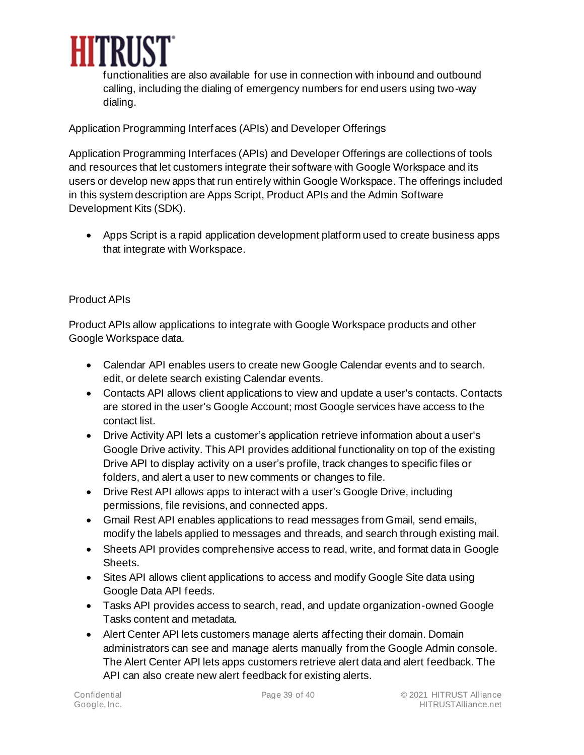functionalities are also available for use in connection with inbound and outbound calling, including the dialing of emergency numbers for end users using two-way dialing.

Application Programming Interfaces (APIs) and Developer Offerings

Application Programming Interfaces (APIs) and Developer Offerings are collections of tools and resources that let customers integrate their software with Google Workspace and its users or develop new apps that run entirely within Google Workspace. The offerings included in this system description are Apps Script, Product APIs and the Admin Software Development Kits (SDK).

- Apps Script is a rapid application development platform used to create business apps that integrate with Workspace.

Product APIs

Product APIs allow applications to integrate with Google Workspace products and other Google Workspace data.

- Calendar API enables users to create new Google Calendar events and to search. edit, or delete search existing Calendar events.
- Contacts API allows client applications to view and update a user's contacts. Contacts are stored in the user's Google Account; most Google services have access to the contact list.
- Drive Activity API lets a customer's application retrieve information about a user's Google Drive activity. This API provides additional functionality on top of the existing Drive API to display activity on a user's profile, track changes to specific files or folders, and alert a user to new comments or changes to file.
- Drive Rest API allows apps to interact with a user's Google Drive, including permissions, file revisions, and connected apps.
- Gmail Rest API enables applications to read messages from Gmail, send emails, modify the labels applied to messages and threads, and search through existing mail.
- Sheets API provides comprehensive access to read, write, and format data in Google Sheets.
- Sites API allows client applications to access and modify Google Site data using Google Data API feeds.
- Tasks API provides access to search, read, and update organization-owned Google Tasks content and metadata.
- Alert Center API lets customers manage alerts affecting their domain. Domain administrators can see and manage alerts manually from the Google Admin console. The Alert Center API lets apps customers retrieve alert data and alert feedback. The API can also create new alert feedback for existing alerts.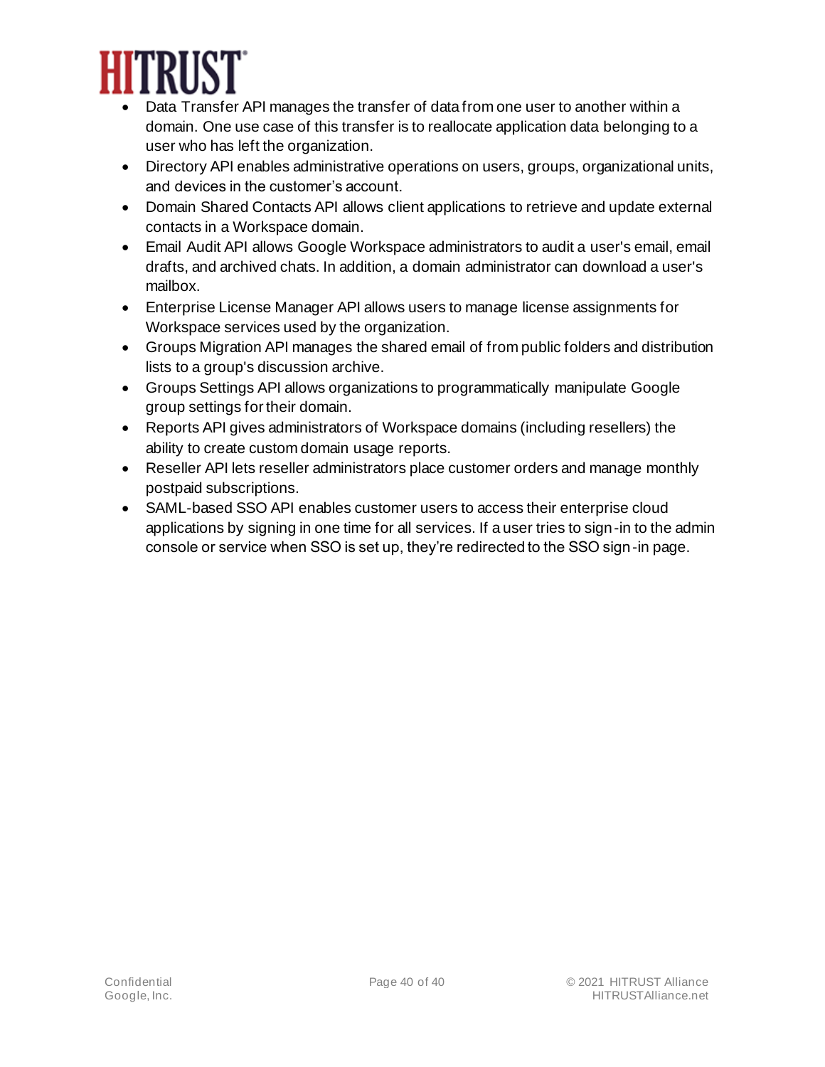- Data Transfer API manages the transfer of data from one user to another within a domain. One use case of this transfer is to reallocate application data belonging to a user who has left the organization.
- Directory API enables administrative operations on users, groups, organizational units, and devices in the customer's account.
- Domain Shared Contacts API allows client applications to retrieve and update external contacts in a Workspace domain.
- Email Audit API allows Google Workspace administrators to audit a user's email, email drafts, and archived chats. In addition, a domain administrator can download a user's mailbox.
- Enterprise License Manager API allows users to manage license assignments for Workspace services used by the organization.
- Groups Migration API manages the shared email of from public folders and distribution lists to a group's discussion archive.
- Groups Settings API allows organizations to programmatically manipulate Google group settings for their domain.
- Reports API gives administrators of Workspace domains (including resellers) the ability to create custom domain usage reports.
- Reseller API lets reseller administrators place customer orders and manage monthly postpaid subscriptions.
- SAML-based SSO API enables customer users to access their enterprise cloud applications by signing in one time for all services. If a user tries to sign-in to the admin console or service when SSO is set up, they're redirected to the SSO sign-in page.